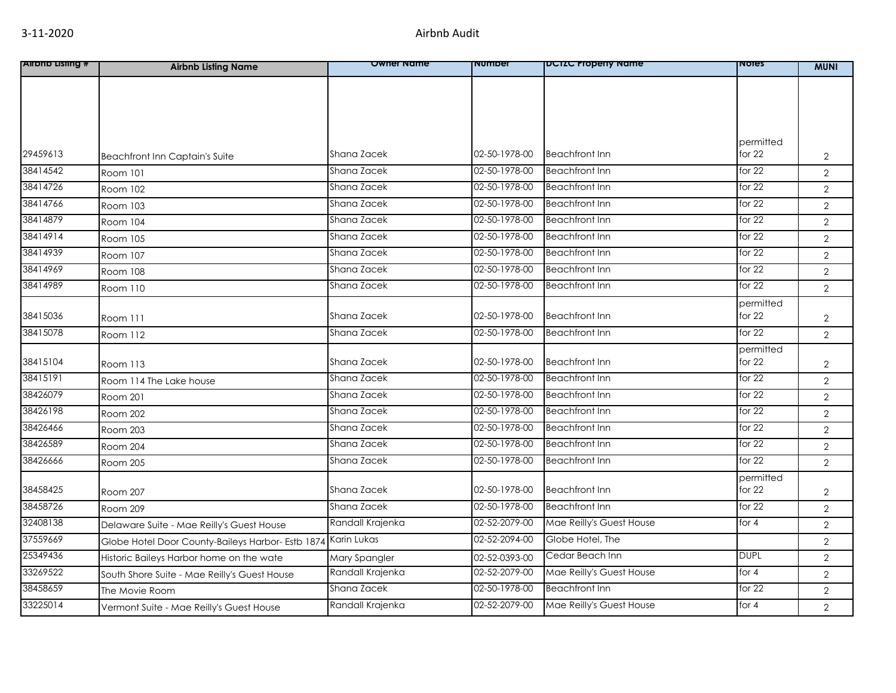# Airbnb Audit

3-11-2020

| Airbnb Listing # | Airbnb Listing Name | Owner Name | Number | DCTZC Property Name | Notes | MUNI |
|---|---|---|---|---|---|---|
| 29459613 | Beachfront Inn Captain's Suite | Shana Zacek | 02-50-1978-00 | Beachfront Inn | permitted for 22 | 2 |
| 38414542 | Room 101 | Shana Zacek | 02-50-1978-00 | Beachfront Inn | for 22 | 2 |
| 38414726 | Room 102 | Shana Zacek | 02-50-1978-00 | Beachfront Inn | for 22 | 2 |
| 38414766 | Room 103 | Shana Zacek | 02-50-1978-00 | Beachfront Inn | for 22 | 2 |
| 38414879 | Room 104 | Shana Zacek | 02-50-1978-00 | Beachfront Inn | for 22 | 2 |
| 38414914 | Room 105 | Shana Zacek | 02-50-1978-00 | Beachfront Inn | for 22 | 2 |
| 38414939 | Room 107 | Shana Zacek | 02-50-1978-00 | Beachfront Inn | for 22 | 2 |
| 38414969 | Room 108 | Shana Zacek | 02-50-1978-00 | Beachfront Inn | for 22 | 2 |
| 38414989 | Room 110 | Shana Zacek | 02-50-1978-00 | Beachfront Inn | for 22 | 2 |
| 38415036 | Room 111 | Shana Zacek | 02-50-1978-00 | Beachfront Inn | permitted for 22 | 2 |
| 38415078 | Room 112 | Shana Zacek | 02-50-1978-00 | Beachfront Inn | for 22 | 2 |
| 38415104 | Room 113 | Shana Zacek | 02-50-1978-00 | Beachfront Inn | permitted for 22 | 2 |
| 38415191 | Room 114 The Lake house | Shana Zacek | 02-50-1978-00 | Beachfront Inn | for 22 | 2 |
| 38426079 | Room 201 | Shana Zacek | 02-50-1978-00 | Beachfront Inn | for 22 | 2 |
| 38426198 | Room 202 | Shana Zacek | 02-50-1978-00 | Beachfront Inn | for 22 | 2 |
| 38426466 | Room 203 | Shana Zacek | 02-50-1978-00 | Beachfront Inn | for 22 | 2 |
| 38426589 | Room 204 | Shana Zacek | 02-50-1978-00 | Beachfront Inn | for 22 | 2 |
| 38426666 | Room 205 | Shana Zacek | 02-50-1978-00 | Beachfront Inn | for 22 | 2 |
| 38458425 | Room 207 | Shana Zacek | 02-50-1978-00 | Beachfront Inn | permitted for 22 | 2 |
| 38458726 | Room 209 | Shana Zacek | 02-50-1978-00 | Beachfront Inn | for 22 | 2 |
| 32408138 | Delaware Suite - Mae Reilly's Guest House | Randall Krajenka | 02-52-2079-00 | Mae Reilly's Guest House | for 4 | 2 |
| 37559669 | Globe Hotel Door County-Baileys Harbor- Estb 1874 | Karin Lukas | 02-52-2094-00 | Globe Hotel, The | | 2 |
| 25349436 | Historic Baileys Harbor home on the wate | Mary Spangler | 02-52-0393-00 | Cedar Beach Inn | DUPL | 2 |
| 33269522 | South Shore Suite - Mae Reilly's Guest House | Randall Krajenka | 02-52-2079-00 | Mae Reilly's Guest House | for 4 | 2 |
| 38458659 | The Movie Room | Shana Zacek | 02-50-1978-00 | Beachfront Inn | for 22 | 2 |
| 33225014 | Vermont Suite - Mae Reilly's Guest House | Randall Krajenka | 02-52-2079-00 | Mae Reilly's Guest House | for 4 | 2 |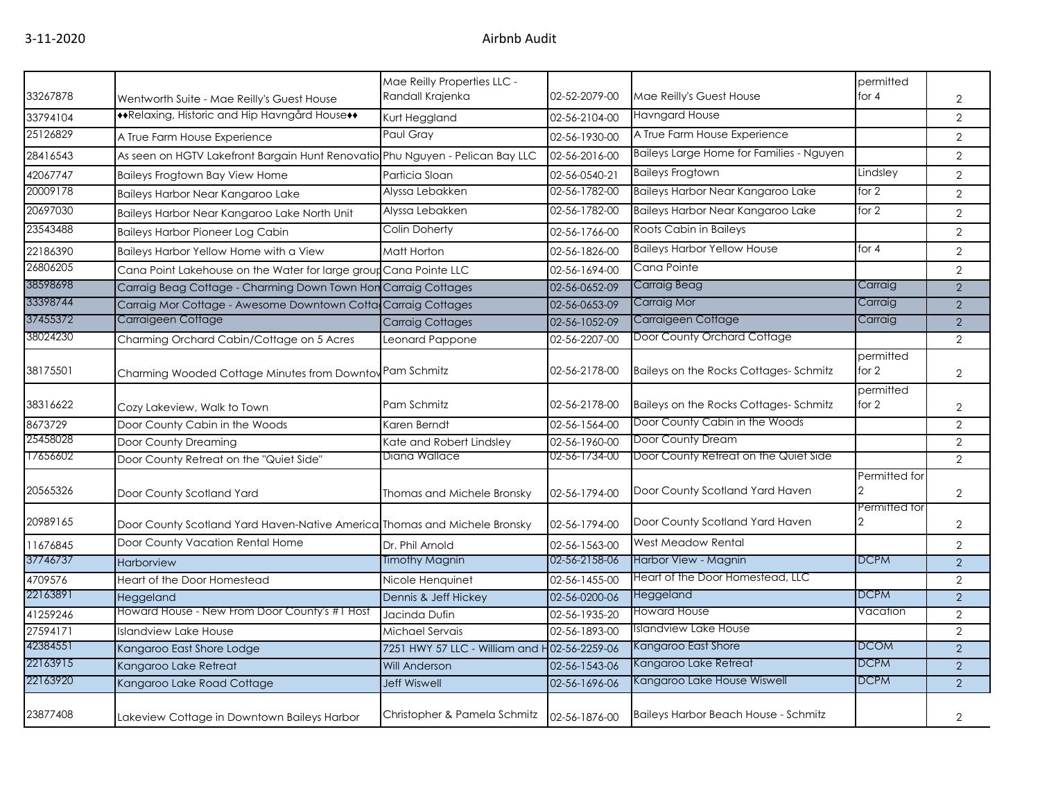| | | | | | | |
|---|---|---|---|---|---|---|
| 33267878 | Wentworth Suite - Mae Reilly's Guest House | Mae Reilly Properties LLC - Randall Krajenka | 02-52-2079-00 | Mae Reilly's Guest House | permitted for 4 | 2 |
| 33794104 | ♦♦Relaxing, Historic and Hip Havngård House♦♦ | Kurt Heggland | 02-56-2104-00 | Havngard House | | 2 |
| 25126829 | A True Farm House Experience | Paul Gray | 02-56-1930-00 | A True Farm House Experience | | 2 |
| 28416543 | As seen on HGTV Lakefront Bargain Hunt Renovatio | Phu Nguyen - Pelican Bay LLC | 02-56-2016-00 | Baileys Large Home for Families - Nguyen | | 2 |
| 42067747 | Baileys Frogtown Bay View Home | Particia Sloan | 02-56-0540-21 | Baileys Frogtown | Lindsley | 2 |
| 20009178 | Baileys Harbor Near Kangaroo Lake | Alyssa Lebakken | 02-56-1782-00 | Baileys Harbor Near Kangaroo Lake | for 2 | 2 |
| 20697030 | Baileys Harbor Near Kangaroo Lake North Unit | Alyssa Lebakken | 02-56-1782-00 | Baileys Harbor Near Kangaroo Lake | for 2 | 2 |
| 23543488 | Baileys Harbor Pioneer Log Cabin | Colin Doherty | 02-56-1766-00 | Roots Cabin in Baileys | | 2 |
| 22186390 | Baileys Harbor Yellow Home with a View | Matt Horton | 02-56-1826-00 | Baileys Harbor Yellow House | for 4 | 2 |
| 26806205 | Cana Point Lakehouse on the Water for large group | Cana Pointe LLC | 02-56-1694-00 | Cana Pointe | | 2 |
| 38598698 | Carraig Beag Cottage - Charming Down Town Hom | Carraig Cottages | 02-56-0652-09 | Carraig Beag | Carraig | 2 |
| 33398744 | Carraig Mor Cottage - Awesome Downtown Cottag | Carraig Cottages | 02-56-0653-09 | Carraig Mor | Carraig | 2 |
| 37455372 | Carraigeen Cottage | Carraig Cottages | 02-56-1052-09 | Carraigeen Cottage | Carraig | 2 |
| 38024230 | Charming Orchard Cabin/Cottage on 5 Acres | Leonard Pappone | 02-56-2207-00 | Door County Orchard Cottage | | 2 |
| 38175501 | Charming Wooded Cottage Minutes from Downtow | Pam Schmitz | 02-56-2178-00 | Baileys on the Rocks Cottages- Schmitz | permitted for 2 | 2 |
| 38316622 | Cozy Lakeview, Walk to Town | Pam Schmitz | 02-56-2178-00 | Baileys on the Rocks Cottages- Schmitz | permitted for 2 | 2 |
| 8673729 | Door County Cabin in the Woods | Karen Berndt | 02-56-1564-00 | Door County Cabin in the Woods | | 2 |
| 25458028 | Door County Dreaming | Kate and Robert Lindsley | 02-56-1960-00 | Door County Dream | | 2 |
| 17656602 | Door County Retreat on the "Quiet Side" | Diana Wallace | 02-56-1734-00 | Door County Retreat on the Quiet Side | | 2 |
| 20565326 | Door County Scotland Yard | Thomas and Michele Bronsky | 02-56-1794-00 | Door County Scotland Yard Haven | Permitted for 2 | 2 |
| 20989165 | Door County Scotland Yard Haven-Native America | Thomas and Michele Bronsky | 02-56-1794-00 | Door County Scotland Yard Haven | Permitted for 2 | 2 |
| 11676845 | Door County Vacation Rental Home | Dr. Phil Arnold | 02-56-1563-00 | West Meadow Rental | | 2 |
| 37746737 | Harborview | Timothy Magnin | 02-56-2158-06 | Harbor View - Magnin | DCPM | 2 |
| 4709576 | Heart of the Door Homestead | Nicole Henquinet | 02-56-1455-00 | Heart of the Door Homestead, LLC | | 2 |
| 22163891 | Heggeland | Dennis & Jeff Hickey | 02-56-0200-06 | Heggeland | DCPM | 2 |
| 41259246 | Howard House - New From Door County's #1 Host | Jacinda Dufin | 02-56-1935-20 | Howard House | Vacation | 2 |
| 27594171 | Islandview Lake House | Michael Servais | 02-56-1893-00 | Islandview Lake House | | 2 |
| 42384551 | Kangaroo East Shore Lodge | 7251 HWY 57 LLC - William and H | 02-56-2259-06 | Kangaroo East Shore | DCOM | 2 |
| 22163915 | Kangaroo Lake Retreat | Will Anderson | 02-56-1543-06 | Kangaroo Lake Retreat | DCPM | 2 |
| 22163920 | Kangaroo Lake Road Cottage | Jeff Wiswell | 02-56-1696-06 | Kangaroo Lake House Wiswell | DCPM | 2 |
| 23877408 | Lakeview Cottage in Downtown Baileys Harbor | Christopher & Pamela Schmitz | 02-56-1876-00 | Baileys Harbor Beach House - Schmitz | | 2 |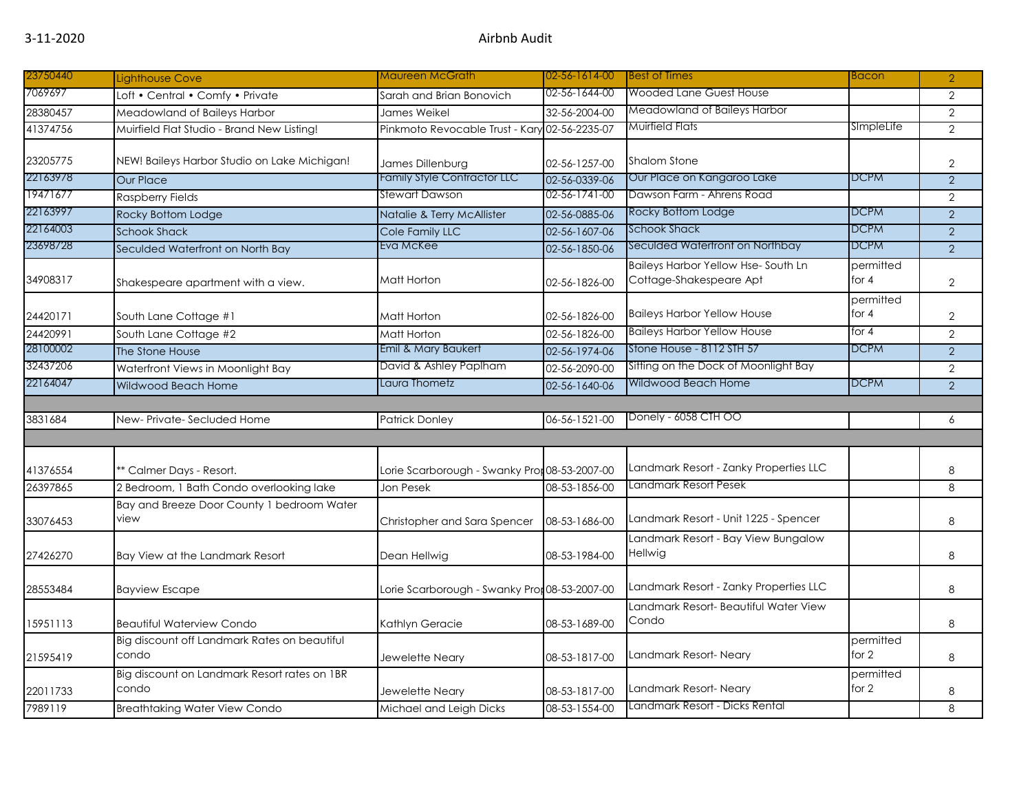| | | | | | | |
|---|---|---|---|---|---|---|
| 23750440 | Lighthouse Cove | Maureen McGrath | 02-56-1614-00 | Best of Times | Bacon | 2 |
| 7069697 | Loft • Central • Comfy • Private | Sarah and Brian Bonovich | 02-56-1644-00 | Wooded Lane Guest House | | 2 |
| 28380457 | Meadowland of Baileys Harbor | James Weikel | 32-56-2004-00 | Meadowland of Baileys Harbor | | 2 |
| 41374756 | Muirfield Flat Studio - Brand New Listing! | Pinkmoto Revocable Trust - Kary | 02-56-2235-07 | Muirfield Flats | SImpleLife | 2 |
| 23205775 | NEW! Baileys Harbor Studio on Lake Michigan! | James Dillenburg | 02-56-1257-00 | Shalom Stone | | 2 |
| 22163978 | Our Place | Family Style Contractor LLC | 02-56-0339-06 | Our Place on Kangaroo Lake | DCPM | 2 |
| 19471677 | Raspberry Fields | Stewart Dawson | 02-56-1741-00 | Dawson Farm - Ahrens Road | | 2 |
| 22163997 | Rocky Bottom Lodge | Natalie & Terry McAllister | 02-56-0885-06 | Rocky Bottom Lodge | DCPM | 2 |
| 22164003 | Schook Shack | Cole Family LLC | 02-56-1607-06 | Schook Shack | DCPM | 2 |
| 23698728 | Seculded Waterfront on North Bay | Eva McKee | 02-56-1850-06 | Seculded Waterfront on Northbay | DCPM | 2 |
| 34908317 | Shakespeare apartment with a view. | Matt Horton | 02-56-1826-00 | Baileys Harbor Yellow Hse- South Ln Cottage-Shakespeare Apt | permitted for 4 | 2 |
| 24420171 | South Lane Cottage #1 | Matt Horton | 02-56-1826-00 | Baileys Harbor Yellow House | permitted for 4 | 2 |
| 24420991 | South Lane Cottage #2 | Matt Horton | 02-56-1826-00 | Baileys Harbor Yellow House | for 4 | 2 |
| 28100002 | The Stone House | Emil & Mary Baukert | 02-56-1974-06 | Stone House - 8112 STH 57 | DCPM | 2 |
| 32437206 | Waterfront Views in Moonlight Bay | David & Ashley Paplham | 02-56-2090-00 | Sitting on the Dock of Moonlight Bay | | 2 |
| 22164047 | Wildwood Beach Home | Laura Thometz | 02-56-1640-06 | Wildwood Beach Home | DCPM | 2 |
| | | | | | | |
| 3831684 | New- Private- Secluded Home | Patrick Donley | 06-56-1521-00 | Donely - 6058 CTH OO | | 6 |
| | | | | | | |
| 41376554 | ** Calmer Days - Resort. | Lorie Scarborough - Swanky Prop | 08-53-2007-00 | Landmark Resort - Zanky Properties LLC | | 8 |
| 26397865 | 2 Bedroom, 1 Bath Condo overlooking lake | Jon Pesek | 08-53-1856-00 | Landmark Resort Pesek | | 8 |
| 33076453 | Bay and Breeze Door County 1 bedroom Water view | Christopher and Sara Spencer | 08-53-1686-00 | Landmark Resort - Unit 1225 - Spencer | | 8 |
| 27426270 | Bay View at the Landmark Resort | Dean Hellwig | 08-53-1984-00 | Landmark Resort - Bay View Bungalow Hellwig | | 8 |
| 28553484 | Bayview Escape | Lorie Scarborough - Swanky Prop | 08-53-2007-00 | Landmark Resort - Zanky Properties LLC | | 8 |
| 15951113 | Beautiful Waterview Condo | Kathlyn Geracie | 08-53-1689-00 | Landmark Resort- Beautiful Water View Condo | | 8 |
| 21595419 | Big discount off Landmark Rates on beautiful condo | Jewelette Neary | 08-53-1817-00 | Landmark Resort- Neary | permitted for 2 | 8 |
| 22011733 | Big discount on Landmark Resort rates on 1BR condo | Jewelette Neary | 08-53-1817-00 | Landmark Resort- Neary | permitted for 2 | 8 |
| 7989119 | Breathtaking Water View Condo | Michael and Leigh Dicks | 08-53-1554-00 | Landmark Resort - Dicks Rental | | 8 |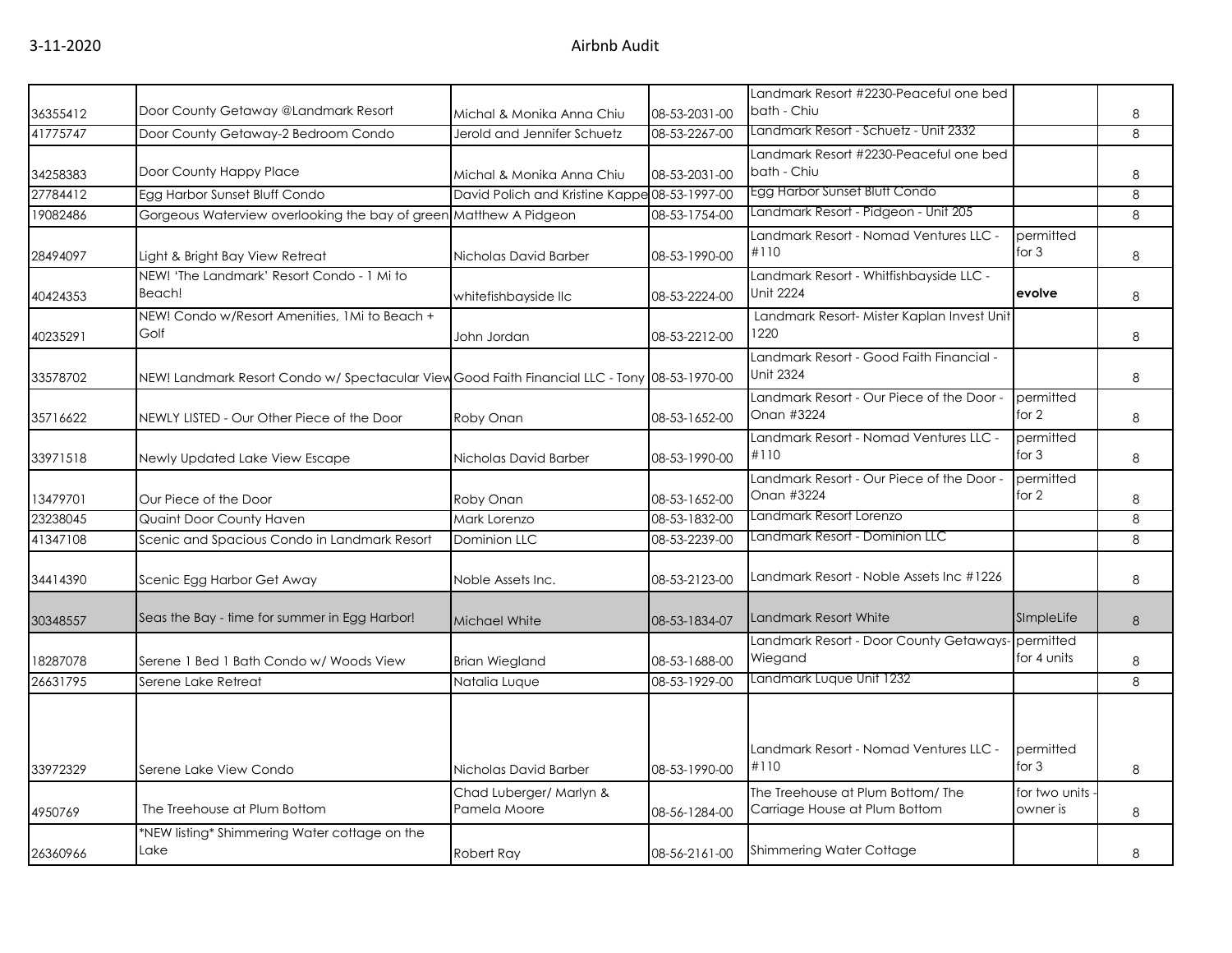| | | | | | | |
|---|---|---|---|---|---|---|
| 36355412 | Door County Getaway @Landmark Resort | Michal & Monika Anna Chiu | 08-53-2031-00 | Landmark Resort #2230-Peaceful one bed bath - Chiu | | 8 |
| 41775747 | Door County Getaway-2 Bedroom Condo | Jerold and Jennifer Schuetz | 08-53-2267-00 | Landmark Resort - Schuetz - Unit 2332 | | 8 |
| 34258383 | Door County Happy Place | Michal & Monika Anna Chiu | 08-53-2031-00 | Landmark Resort #2230-Peaceful one bed bath - Chiu | | 8 |
| 27784412 | Egg Harbor Sunset Bluff Condo | David Polich and Kristine Kappe | 08-53-1997-00 | Egg Harbor Sunset Bluff Condo | | 8 |
| 19082486 | Gorgeous Waterview overlooking the bay of green | Matthew A Pidgeon | 08-53-1754-00 | Landmark Resort - Pidgeon - Unit 205 | | 8 |
| 28494097 | Light & Bright Bay View Retreat | Nicholas David Barber | 08-53-1990-00 | Landmark Resort - Nomad Ventures LLC - #110 | permitted for 3 | 8 |
| 40424353 | NEW! 'The Landmark' Resort Condo - 1 Mi to Beach! | whitefishbayside llc | 08-53-2224-00 | Landmark Resort - Whitfishbayside LLC - Unit 2224 | **evolve** | 8 |
| 40235291 | NEW! Condo w/Resort Amenities, 1Mi to Beach + Golf | John Jordan | 08-53-2212-00 | Landmark Resort- Mister Kaplan Invest Unit 1220 | | 8 |
| 33578702 | NEW! Landmark Resort Condo w/ Spectacular View | Good Faith Financial LLC - Tony | 08-53-1970-00 | Landmark Resort - Good Faith Financial - Unit 2324 | | 8 |
| 35716622 | NEWLY LISTED - Our Other Piece of the Door | Roby Onan | 08-53-1652-00 | Landmark Resort - Our Piece of the Door - Onan #3224 | permitted for 2 | 8 |
| 33971518 | Newly Updated Lake View Escape | Nicholas David Barber | 08-53-1990-00 | Landmark Resort - Nomad Ventures LLC - #110 | permitted for 3 | 8 |
| 13479701 | Our Piece of the Door | Roby Onan | 08-53-1652-00 | Landmark Resort - Our Piece of the Door - Onan #3224 | permitted for 2 | 8 |
| 23238045 | Quaint Door County Haven | Mark Lorenzo | 08-53-1832-00 | Landmark Resort Lorenzo | | 8 |
| 41347108 | Scenic and Spacious Condo in Landmark Resort | Dominion LLC | 08-53-2239-00 | Landmark Resort - Dominion LLC | | 8 |
| 34414390 | Scenic Egg Harbor Get Away | Noble Assets Inc. | 08-53-2123-00 | Landmark Resort - Noble Assets Inc #1226 | | 8 |
| 30348557 | Seas the Bay - time for summer in Egg Harbor! | Michael White | 08-53-1834-07 | Landmark Resort White | SImpleLife | 8 |
| 18287078 | Serene 1 Bed 1 Bath Condo w/ Woods View | Brian Wiegland | 08-53-1688-00 | Landmark Resort - Door County Getaways- Wiegand | permitted for 4 units | 8 |
| 26631795 | Serene Lake Retreat | Natalia Luque | 08-53-1929-00 | Landmark Luque Unit 1232 | | 8 |
| 33972329 | Serene Lake View Condo | Nicholas David Barber | 08-53-1990-00 | Landmark Resort - Nomad Ventures LLC - #110 | permitted for 3 | 8 |
| 4950769 | The Treehouse at Plum Bottom | Chad Luberger/ Marlyn & Pamela Moore | 08-56-1284-00 | The Treehouse at Plum Bottom/ The Carriage House at Plum Bottom | for two units - owner is | 8 |
| 26360966 | *NEW listing* Shimmering Water cottage on the Lake | Robert Ray | 08-56-2161-00 | Shimmering Water Cottage | | 8 |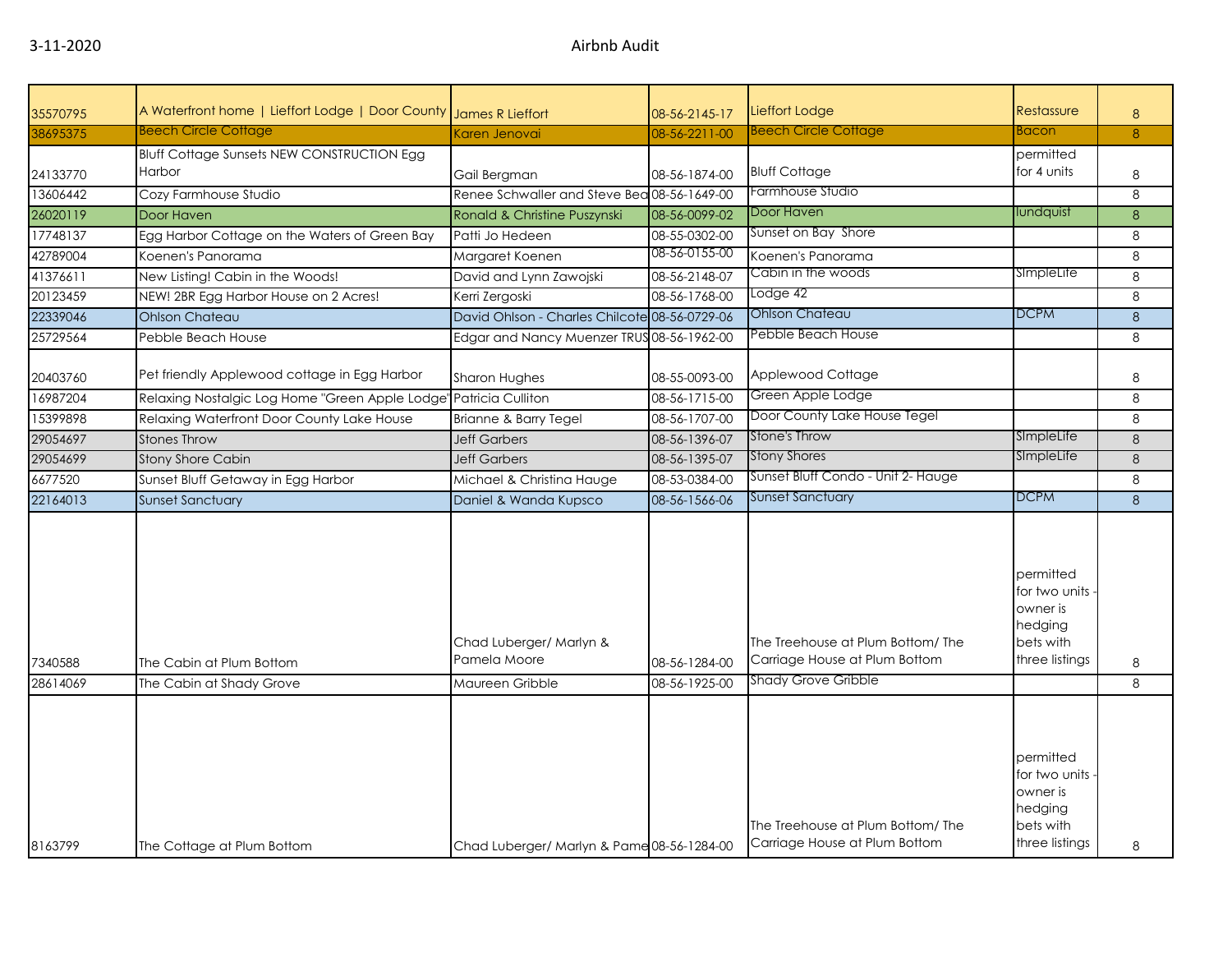| | | | | | | |
|---|---|---|---|---|---|---|
| 35570795 | A Waterfront home \| Lieffort Lodge \| Door County | James R Lieffort | 08-56-2145-17 | Lieffort Lodge | Restassure | 8 |
| 38695375 | Beech Circle Cottage | Karen Jenovai | 08-56-2211-00 | Beech Circle Cottage | Bacon | 8 |
| 24133770 | Bluff Cottage Sunsets NEW CONSTRUCTION Egg Harbor | Gail Bergman | 08-56-1874-00 | Bluff Cottage | permitted for 4 units | 8 |
| 13606442 | Cozy Farmhouse Studio | Renee Schwaller and Steve Bea | 08-56-1649-00 | Farmhouse Studio | | 8 |
| 26020119 | Door Haven | Ronald & Christine Puszynski | 08-56-0099-02 | Door Haven | lundquist | 8 |
| 17748137 | Egg Harbor Cottage on the Waters of Green Bay | Patti Jo Hedeen | 08-55-0302-00 | Sunset on Bay Shore | | 8 |
| 42789004 | Koenen's Panorama | Margaret Koenen | 08-56-0155-00 | Koenen's Panorama | | 8 |
| 41376611 | New Listing! Cabin in the Woods! | David and Lynn Zawojski | 08-56-2148-07 | Cabin in the woods | SImpleLife | 8 |
| 20123459 | NEW! 2BR Egg Harbor House on 2 Acres! | Kerri Zergoski | 08-56-1768-00 | Lodge 42 | | 8 |
| 22339046 | Ohlson Chateau | David Ohlson - Charles Chilcote | 08-56-0729-06 | Ohlson Chateau | DCPM | 8 |
| 25729564 | Pebble Beach House | Edgar and Nancy Muenzer TRUS | 08-56-1962-00 | Pebble Beach House | | 8 |
| 20403760 | Pet friendly Applewood cottage in Egg Harbor | Sharon Hughes | 08-55-0093-00 | Applewood Cottage | | 8 |
| 16987204 | Relaxing Nostalgic Log Home "Green Apple Lodge" | Patricia Culliton | 08-56-1715-00 | Green Apple Lodge | | 8 |
| 15399898 | Relaxing Waterfront Door County Lake House | Brianne & Barry Tegel | 08-56-1707-00 | Door County Lake House Tegel | | 8 |
| 29054697 | Stones Throw | Jeff Garbers | 08-56-1396-07 | Stone's Throw | SImpleLife | 8 |
| 29054699 | Stony Shore Cabin | Jeff Garbers | 08-56-1395-07 | Stony Shores | SImpleLife | 8 |
| 6677520 | Sunset Bluff Getaway in Egg Harbor | Michael & Christina Hauge | 08-53-0384-00 | Sunset Bluff Condo - Unit 2- Hauge | | 8 |
| 22164013 | Sunset Sanctuary | Daniel & Wanda Kupsco | 08-56-1566-06 | Sunset Sanctuary | DCPM | 8 |
| 7340588 | The Cabin at Plum Bottom | Chad Luberger/ Marlyn & Pamela Moore | 08-56-1284-00 | The Treehouse at Plum Bottom/ The Carriage House at Plum Bottom | permitted for two units - owner is hedging bets with three listings | 8 |
| 28614069 | The Cabin at Shady Grove | Maureen Gribble | 08-56-1925-00 | Shady Grove Gribble | | 8 |
| 8163799 | The Cottage at Plum Bottom | Chad Luberger/ Marlyn & Pame | 08-56-1284-00 | The Treehouse at Plum Bottom/ The Carriage House at Plum Bottom | permitted for two units - owner is hedging bets with three listings | 8 |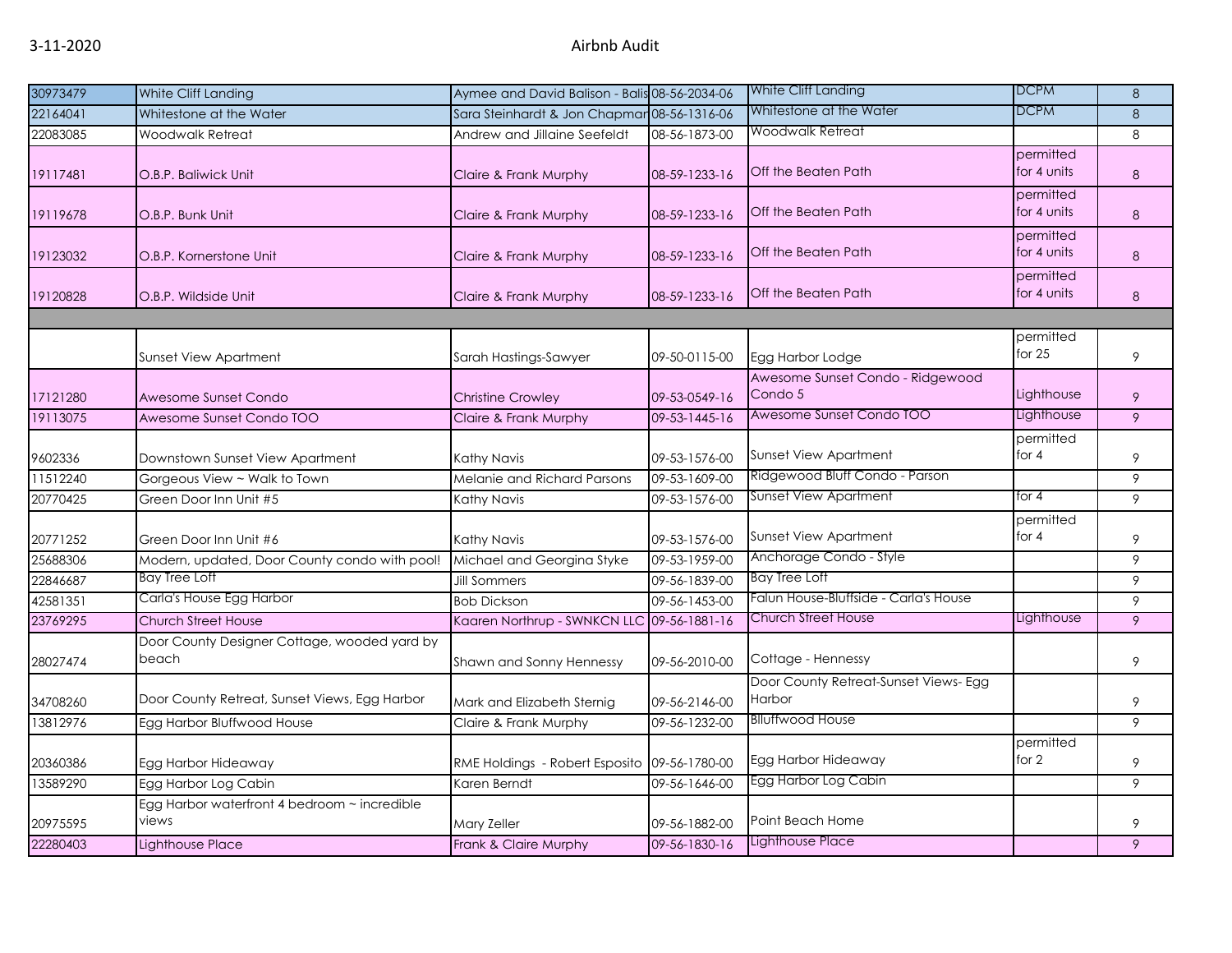| | | | | | | |
|---|---|---|---|---|---|---|
| 30973479 | White Cliff Landing | Aymee and David Balison - Balis | 08-56-2034-06 | White Cliff Landing | DCPM | 8 |
| 22164041 | Whitestone at the Water | Sara Steinhardt & Jon Chapmar | 08-56-1316-06 | Whitestone at the Water | DCPM | 8 |
| 22083085 | Woodwalk Retreat | Andrew and Jillaine Seefeldt | 08-56-1873-00 | Woodwalk Retreat | | 8 |
| 19117481 | O.B.P. Baliwick Unit | Claire & Frank Murphy | 08-59-1233-16 | Off the Beaten Path | permitted for 4 units | 8 |
| 19119678 | O.B.P. Bunk Unit | Claire & Frank Murphy | 08-59-1233-16 | Off the Beaten Path | permitted for 4 units | 8 |
| 19123032 | O.B.P. Kornerstone Unit | Claire & Frank Murphy | 08-59-1233-16 | Off the Beaten Path | permitted for 4 units | 8 |
| 19120828 | O.B.P. Wildside Unit | Claire & Frank Murphy | 08-59-1233-16 | Off the Beaten Path | permitted for 4 units | 8 |
| | | | | | | |
| | Sunset View Apartment | Sarah Hastings-Sawyer | 09-50-0115-00 | Egg Harbor Lodge | permitted for 25 | 9 |
| 17121280 | Awesome Sunset Condo | Christine Crowley | 09-53-0549-16 | Awesome Sunset Condo - Ridgewood Condo 5 | Lighthouse | 9 |
| 19113075 | Awesome Sunset Condo TOO | Claire & Frank Murphy | 09-53-1445-16 | Awesome Sunset Condo TOO | Lighthouse | 9 |
| 9602336 | Downtown Sunset View Apartment | Kathy Navis | 09-53-1576-00 | Sunset View Apartment | permitted for 4 | 9 |
| 11512240 | Gorgeous View ~ Walk to Town | Melanie and Richard Parsons | 09-53-1609-00 | Ridgewood Bluff Condo - Parson | | 9 |
| 20770425 | Green Door Inn Unit #5 | Kathy Navis | 09-53-1576-00 | Sunset View Apartment | for 4 | 9 |
| 20771252 | Green Door Inn Unit #6 | Kathy Navis | 09-53-1576-00 | Sunset View Apartment | permitted for 4 | 9 |
| 25688306 | Modern, updated, Door County condo with pool! | Michael and Georgina Styke | 09-53-1959-00 | Anchorage Condo - Style | | 9 |
| 22846687 | Bay Tree Loft | Jill Sommers | 09-56-1839-00 | Bay Tree Loft | | 9 |
| 42581351 | Carla's House Egg Harbor | Bob Dickson | 09-56-1453-00 | Falun House-Bluffside - Carla's House | | 9 |
| 23769295 | Church Street House | Kaaren Northrup - SWNKCN LLC | 09-56-1881-16 | Church Street House | Lighthouse | 9 |
| 28027474 | Door County Designer Cottage, wooded yard by beach | Shawn and Sonny Hennessy | 09-56-2010-00 | Cottage - Hennessy | | 9 |
| 34708260 | Door County Retreat, Sunset Views, Egg Harbor | Mark and Elizabeth Sternig | 09-56-2146-00 | Door County Retreat-Sunset Views- Egg Harbor | | 9 |
| 13812976 | Egg Harbor Bluffwood House | Claire & Frank Murphy | 09-56-1232-00 | Blluffwood House | | 9 |
| 20360386 | Egg Harbor Hideaway | RME Holdings - Robert Esposito | 09-56-1780-00 | Egg Harbor Hideaway | permitted for 2 | 9 |
| 13589290 | Egg Harbor Log Cabin | Karen Berndt | 09-56-1646-00 | Egg Harbor Log Cabin | | 9 |
| 20975595 | Egg Harbor waterfront 4 bedroom ~ incredible views | Mary Zeller | 09-56-1882-00 | Point Beach Home | | 9 |
| 22280403 | Lighthouse Place | Frank & Claire Murphy | 09-56-1830-16 | Lighthouse Place | | 9 |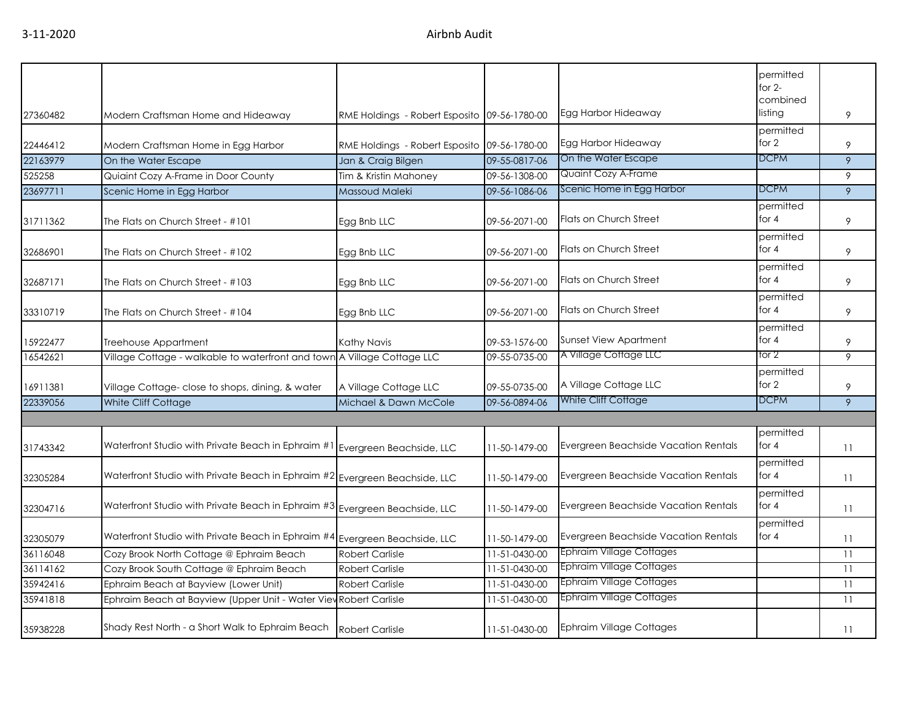| | | | | | | |
|---|---|---|---|---|---|---|
| 27360482 | Modern Craftsman Home and Hideaway | RME Holdings - Robert Esposito | 09-56-1780-00 | Egg Harbor Hideaway | permitted for 2-combined listing | 9 |
| 22446412 | Modern Craftsman Home in Egg Harbor | RME Holdings - Robert Esposito | 09-56-1780-00 | Egg Harbor Hideaway | permitted for 2 | 9 |
| 22163979 | On the Water Escape | Jan & Craig Bilgen | 09-55-0817-06 | On the Water Escape | DCPM | 9 |
| 525258 | Quiaint Cozy A-Frame in Door County | Tim & Kristin Mahoney | 09-56-1308-00 | Quaint Cozy A-Frame | | 9 |
| 23697711 | Scenic Home in Egg Harbor | Massoud Maleki | 09-56-1086-06 | Scenic Home in Egg Harbor | DCPM | 9 |
| 31711362 | The Flats on Church Street - #101 | Egg Bnb LLC | 09-56-2071-00 | Flats on Church Street | permitted for 4 | 9 |
| 32686901 | The Flats on Church Street - #102 | Egg Bnb LLC | 09-56-2071-00 | Flats on Church Street | permitted for 4 | 9 |
| 32687171 | The Flats on Church Street - #103 | Egg Bnb LLC | 09-56-2071-00 | Flats on Church Street | permitted for 4 | 9 |
| 33310719 | The Flats on Church Street - #104 | Egg Bnb LLC | 09-56-2071-00 | Flats on Church Street | permitted for 4 | 9 |
| 15922477 | Treehouse Appartment | Kathy Navis | 09-53-1576-00 | Sunset View Apartment | permitted for 4 | 9 |
| 16542621 | Village Cottage - walkable to waterfront and town | A Village Cottage LLC | 09-55-0735-00 | A Village Cottage LLC | for 2 | 9 |
| 16911381 | Village Cottage- close to shops, dining, & water | A Village Cottage LLC | 09-55-0735-00 | A Village Cottage LLC | permitted for 2 | 9 |
| 22339056 | White Cliff Cottage | Michael & Dawn McCole | 09-56-0894-06 | White Cliff Cottage | DCPM | 9 |
| | | | | | | |
| 31743342 | Waterfront Studio with Private Beach in Ephraim #1 | Evergreen Beachside, LLC | 11-50-1479-00 | Evergreen Beachside Vacation Rentals | permitted for 4 | 11 |
| 32305284 | Waterfront Studio with Private Beach in Ephraim #2 | Evergreen Beachside, LLC | 11-50-1479-00 | Evergreen Beachside Vacation Rentals | permitted for 4 | 11 |
| 32304716 | Waterfront Studio with Private Beach in Ephraim #3 | Evergreen Beachside, LLC | 11-50-1479-00 | Evergreen Beachside Vacation Rentals | permitted for 4 | 11 |
| 32305079 | Waterfront Studio with Private Beach in Ephraim #4 | Evergreen Beachside, LLC | 11-50-1479-00 | Evergreen Beachside Vacation Rentals | permitted for 4 | 11 |
| 36116048 | Cozy Brook North Cottage @ Ephraim Beach | Robert Carlisle | 11-51-0430-00 | Ephraim Village Cottages | | 11 |
| 36114162 | Cozy Brook South Cottage @ Ephraim Beach | Robert Carlisle | 11-51-0430-00 | Ephraim Village Cottages | | 11 |
| 35942416 | Ephraim Beach at Bayview (Lower Unit) | Robert Carlisle | 11-51-0430-00 | Ephraim Village Cottages | | 11 |
| 35941818 | Ephraim Beach at Bayview (Upper Unit - Water View | Robert Carlisle | 11-51-0430-00 | Ephraim Village Cottages | | 11 |
| 35938228 | Shady Rest North - a Short Walk to Ephraim Beach | Robert Carlisle | 11-51-0430-00 | Ephraim Village Cottages | | 11 |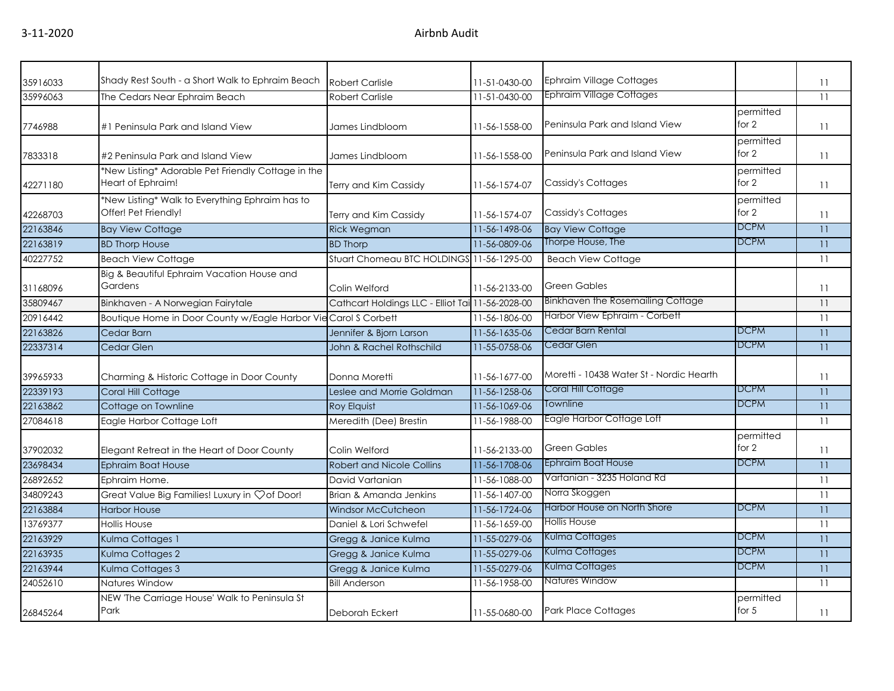| | | | | | | |
|---|---|---|---|---|---|---|
| 35916033 | Shady Rest South - a Short Walk to Ephraim Beach | Robert Carlisle | 11-51-0430-00 | Ephraim Village Cottages | | 11 |
| 35996063 | The Cedars Near Ephraim Beach | Robert Carlisle | 11-51-0430-00 | Ephraim Village Cottages | | 11 |
| 7746988 | #1 Peninsula Park and Island View | James Lindbloom | 11-56-1558-00 | Peninsula Park and Island View | permitted for 2 | 11 |
| 7833318 | #2 Peninsula Park and Island View | James Lindbloom | 11-56-1558-00 | Peninsula Park and Island View | permitted for 2 | 11 |
| 42271180 | *New Listing* Adorable Pet Friendly Cottage in the Heart of Ephraim! | Terry and Kim Cassidy | 11-56-1574-07 | Cassidy's Cottages | permitted for 2 | 11 |
| 42268703 | *New Listing* Walk to Everything Ephraim has to Offer! Pet Friendly! | Terry and Kim Cassidy | 11-56-1574-07 | Cassidy's Cottages | permitted for 2 | 11 |
| 22163846 | Bay View Cottage | Rick Wegman | 11-56-1498-06 | Bay View Cottage | DCPM | 11 |
| 22163819 | BD Thorp House | BD Thorp | 11-56-0809-06 | Thorpe House, The | DCPM | 11 |
| 40227752 | Beach View Cottage | Stuart Chomeau BTC HOLDINGS | 11-56-1295-00 | Beach View Cottage | | 11 |
| 31168096 | Big & Beautiful Ephraim Vacation House and Gardens | Colin Welford | 11-56-2133-00 | Green Gables | | 11 |
| 35809467 | Binkhaven - A Norwegian Fairytale | Cathcart Holdings LLC - Elliot Tai | 11-56-2028-00 | Binkhaven the Rosemailing Cottage | | 11 |
| 20916442 | Boutique Home in Door County w/Eagle Harbor Vie | Carol S Corbett | 11-56-1806-00 | Harbor View Ephraim - Corbett | | 11 |
| 22163826 | Cedar Barn | Jennifer & Bjorn Larson | 11-56-1635-06 | Cedar Barn Rental | DCPM | 11 |
| 22337314 | Cedar Glen | John & Rachel Rothschild | 11-55-0758-06 | Cedar Glen | DCPM | 11 |
| 39965933 | Charming & Historic Cottage in Door County | Donna Moretti | 11-56-1677-00 | Moretti - 10438 Water St - Nordic Hearth | | 11 |
| 22339193 | Coral Hill Cottage | Leslee and Morrie Goldman | 11-56-1258-06 | Coral Hill Cottage | DCPM | 11 |
| 22163862 | Cottage on Townline | Roy Elquist | 11-56-1069-06 | Townline | DCPM | 11 |
| 27084618 | Eagle Harbor Cottage Loft | Meredith (Dee) Brestin | 11-56-1988-00 | Eagle Harbor Cottage Loft | | 11 |
| 37902032 | Elegant Retreat in the Heart of Door County | Colin Welford | 11-56-2133-00 | Green Gables | permitted for 2 | 11 |
| 23698434 | Ephraim Boat House | Robert and Nicole Collins | 11-56-1708-06 | Ephraim Boat House | DCPM | 11 |
| 26892652 | Ephraim Home. | David Vartanian | 11-56-1088-00 | Vartanian - 3235 Holand Rd | | 11 |
| 34809243 | Great Value Big Families! Luxury in ♡of Door! | Brian & Amanda Jenkins | 11-56-1407-00 | Norra Skoggen | | 11 |
| 22163884 | Harbor House | Windsor McCutcheon | 11-56-1724-06 | Harbor House on North Shore | DCPM | 11 |
| 13769377 | Hollis House | Daniel & Lori Schwefel | 11-56-1659-00 | Hollis House | | 11 |
| 22163929 | Kulma Cottages 1 | Gregg & Janice Kulma | 11-55-0279-06 | Kulma Cottages | DCPM | 11 |
| 22163935 | Kulma Cottages 2 | Gregg & Janice Kulma | 11-55-0279-06 | Kulma Cottages | DCPM | 11 |
| 22163944 | Kulma Cottages 3 | Gregg & Janice Kulma | 11-55-0279-06 | Kulma Cottages | DCPM | 11 |
| 24052610 | Natures Window | Bill Anderson | 11-56-1958-00 | Natures Window | | 11 |
| 26845264 | NEW 'The Carriage House' Walk to Peninsula St Park | Deborah Eckert | 11-55-0680-00 | Park Place Cottages | permitted for 5 | 11 |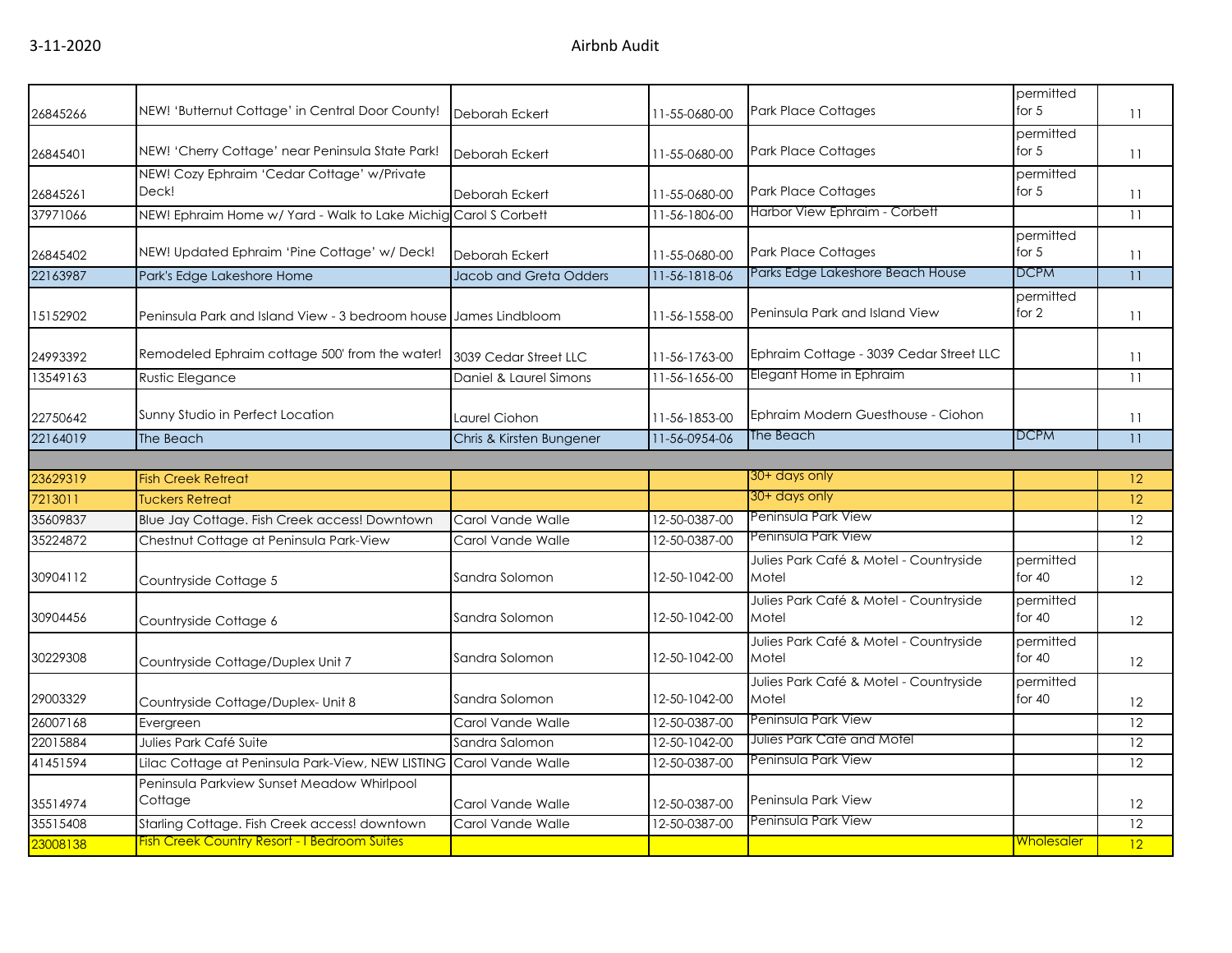| | | | | | | |
|---|---|---|---|---|---|---|
| 26845266 | NEW! 'Butternut Cottage' in Central Door County! | Deborah Eckert | 11-55-0680-00 | Park Place Cottages | permitted for 5 | 11 |
| 26845401 | NEW! 'Cherry Cottage' near Peninsula State Park! | Deborah Eckert | 11-55-0680-00 | Park Place Cottages | permitted for 5 | 11 |
| 26845261 | NEW! Cozy Ephraim 'Cedar Cottage' w/Private Deck! | Deborah Eckert | 11-55-0680-00 | Park Place Cottages | permitted for 5 | 11 |
| 37971066 | NEW! Ephraim Home w/ Yard - Walk to Lake Michig | Carol S Corbett | 11-56-1806-00 | Harbor View Ephraim - Corbett | | 11 |
| 26845402 | NEW! Updated Ephraim 'Pine Cottage' w/ Deck! | Deborah Eckert | 11-55-0680-00 | Park Place Cottages | permitted for 5 | 11 |
| 22163987 | Park's Edge Lakeshore Home | Jacob and Greta Odders | 11-56-1818-06 | Parks Edge Lakeshore Beach House | DCPM | 11 |
| 15152902 | Peninsula Park and Island View - 3 bedroom house | James Lindbloom | 11-56-1558-00 | Peninsula Park and Island View | permitted for 2 | 11 |
| 24993392 | Remodeled Ephraim cottage 500' from the water! | 3039 Cedar Street LLC | 11-56-1763-00 | Ephraim Cottage - 3039 Cedar Street LLC | | 11 |
| 13549163 | Rustic Elegance | Daniel & Laurel Simons | 11-56-1656-00 | Elegant Home in Ephraim | | 11 |
| 22750642 | Sunny Studio in Perfect Location | Laurel Ciohon | 11-56-1853-00 | Ephraim Modern Guesthouse - Ciohon | | 11 |
| 22164019 | The Beach | Chris & Kirsten Bungener | 11-56-0954-06 | The Beach | DCPM | 11 |
| | | | | | | |
| 23629319 | Fish Creek Retreat | | | 30+ days only | | 12 |
| 7213011 | Tuckers Retreat | | | 30+ days only | | 12 |
| 35609837 | Blue Jay Cottage. Fish Creek access! Downtown | Carol Vande Walle | 12-50-0387-00 | Peninsula Park View | | 12 |
| 35224872 | Chestnut Cottage at Peninsula Park-View | Carol Vande Walle | 12-50-0387-00 | Peninsula Park View | | 12 |
| 30904112 | Countryside Cottage 5 | Sandra Solomon | 12-50-1042-00 | Julies Park Café & Motel - Countryside Motel | permitted for 40 | 12 |
| 30904456 | Countryside Cottage 6 | Sandra Solomon | 12-50-1042-00 | Julies Park Café & Motel - Countryside Motel | permitted for 40 | 12 |
| 30229308 | Countryside Cottage/Duplex Unit 7 | Sandra Solomon | 12-50-1042-00 | Julies Park Café & Motel - Countryside Motel | permitted for 40 | 12 |
| 29003329 | Countryside Cottage/Duplex- Unit 8 | Sandra Solomon | 12-50-1042-00 | Julies Park Café & Motel - Countryside Motel | permitted for 40 | 12 |
| 26007168 | Evergreen | Carol Vande Walle | 12-50-0387-00 | Peninsula Park View | | 12 |
| 22015884 | Julies Park Café Suite | Sandra Salomon | 12-50-1042-00 | Julies Park Café and Motel | | 12 |
| 41451594 | Lilac Cottage at Peninsula Park-View, NEW LISTING | Carol Vande Walle | 12-50-0387-00 | Peninsula Park View | | 12 |
| 35514974 | Peninsula Parkview Sunset Meadow Whirlpool Cottage | Carol Vande Walle | 12-50-0387-00 | Peninsula Park View | | 12 |
| 35515408 | Starling Cottage. Fish Creek access! downtown | Carol Vande Walle | 12-50-0387-00 | Peninsula Park View | | 12 |
| 23008138 | Fish Creek Country Resort - I Bedroom Suites | | | | Wholesaler | 12 |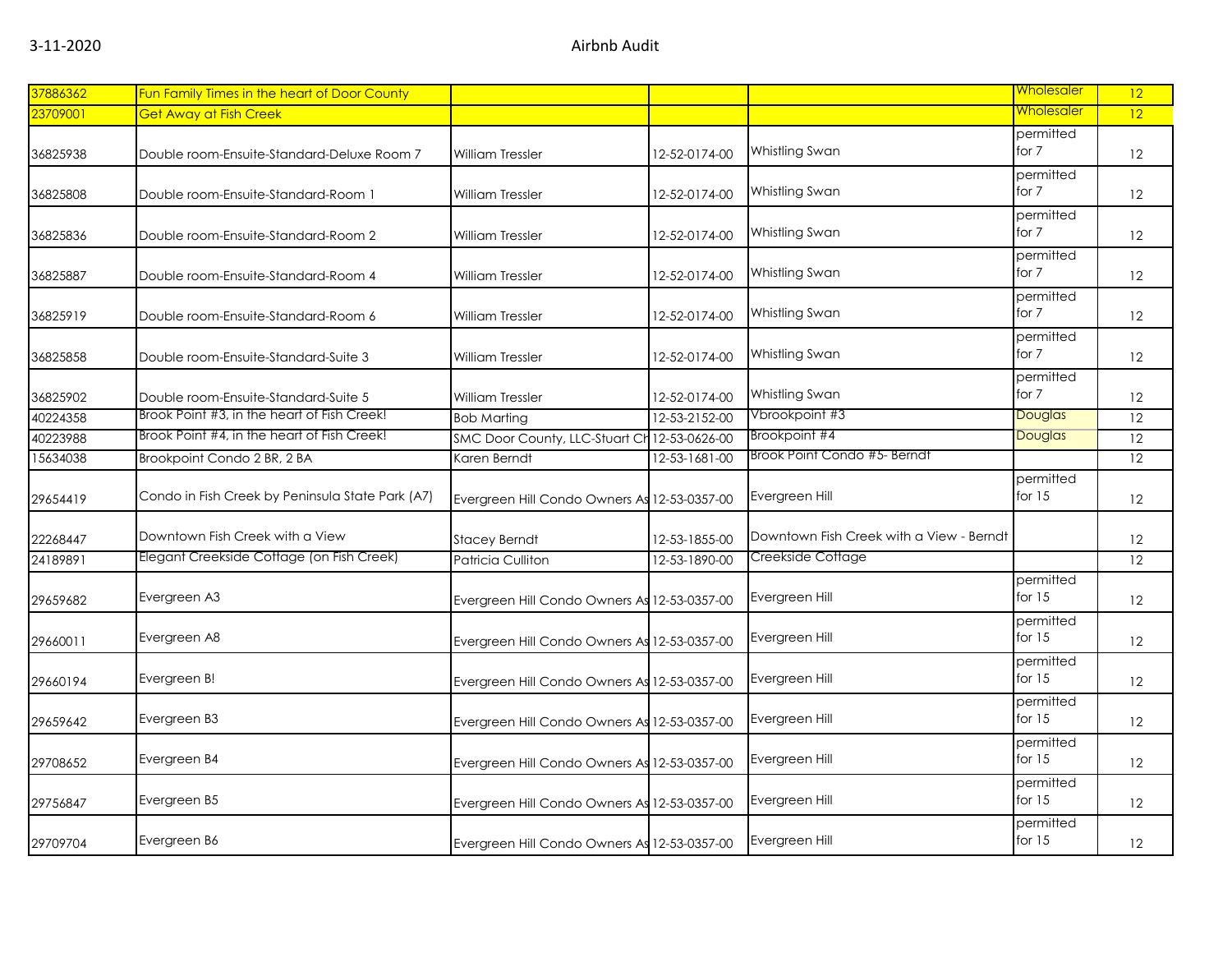| | | | | | | |
|---|---|---|---|---|---|---|
| 37886362 | Fun Family Times in the heart of Door County | | | | Wholesaler | 12 |
| 23709001 | Get Away at Fish Creek | | | | Wholesaler | 12 |
| 36825938 | Double room-Ensuite-Standard-Deluxe Room 7 | William Tressler | 12-52-0174-00 | Whistling Swan | permitted for 7 | 12 |
| 36825808 | Double room-Ensuite-Standard-Room 1 | William Tressler | 12-52-0174-00 | Whistling Swan | permitted for 7 | 12 |
| 36825836 | Double room-Ensuite-Standard-Room 2 | William Tressler | 12-52-0174-00 | Whistling Swan | permitted for 7 | 12 |
| 36825887 | Double room-Ensuite-Standard-Room 4 | William Tressler | 12-52-0174-00 | Whistling Swan | permitted for 7 | 12 |
| 36825919 | Double room-Ensuite-Standard-Room 6 | William Tressler | 12-52-0174-00 | Whistling Swan | permitted for 7 | 12 |
| 36825858 | Double room-Ensuite-Standard-Suite 3 | William Tressler | 12-52-0174-00 | Whistling Swan | permitted for 7 | 12 |
| 36825902 | Double room-Ensuite-Standard-Suite 5 | William Tressler | 12-52-0174-00 | Whistling Swan | permitted for 7 | 12 |
| 40224358 | Brook Point #3, in the heart of Fish Creek! | Bob Marting | 12-53-2152-00 | Vbrookpoint #3 | Douglas | 12 |
| 40223988 | Brook Point #4, in the heart of Fish Creek! | SMC Door County, LLC-Stuart Ch | 12-53-0626-00 | Brookpoint #4 | Douglas | 12 |
| 15634038 | Brookpoint Condo 2 BR, 2 BA | Karen Berndt | 12-53-1681-00 | Brook Point Condo #5- Berndt | | 12 |
| 29654419 | Condo in Fish Creek by Peninsula State Park (A7) | Evergreen Hill Condo Owners As | 12-53-0357-00 | Evergreen Hill | permitted for 15 | 12 |
| 22268447 | Downtown Fish Creek with a View | Stacey Berndt | 12-53-1855-00 | Downtown Fish Creek with a View - Berndt | | 12 |
| 24189891 | Elegant Creekside Cottage (on Fish Creek) | Patricia Culliton | 12-53-1890-00 | Creekside Cottage | | 12 |
| 29659682 | Evergreen A3 | Evergreen Hill Condo Owners As | 12-53-0357-00 | Evergreen Hill | permitted for 15 | 12 |
| 29660011 | Evergreen A8 | Evergreen Hill Condo Owners As | 12-53-0357-00 | Evergreen Hill | permitted for 15 | 12 |
| 29660194 | Evergreen B! | Evergreen Hill Condo Owners As | 12-53-0357-00 | Evergreen Hill | permitted for 15 | 12 |
| 29659642 | Evergreen B3 | Evergreen Hill Condo Owners As | 12-53-0357-00 | Evergreen Hill | permitted for 15 | 12 |
| 29708652 | Evergreen B4 | Evergreen Hill Condo Owners As | 12-53-0357-00 | Evergreen Hill | permitted for 15 | 12 |
| 29756847 | Evergreen B5 | Evergreen Hill Condo Owners As | 12-53-0357-00 | Evergreen Hill | permitted for 15 | 12 |
| 29709704 | Evergreen B6 | Evergreen Hill Condo Owners As | 12-53-0357-00 | Evergreen Hill | permitted for 15 | 12 |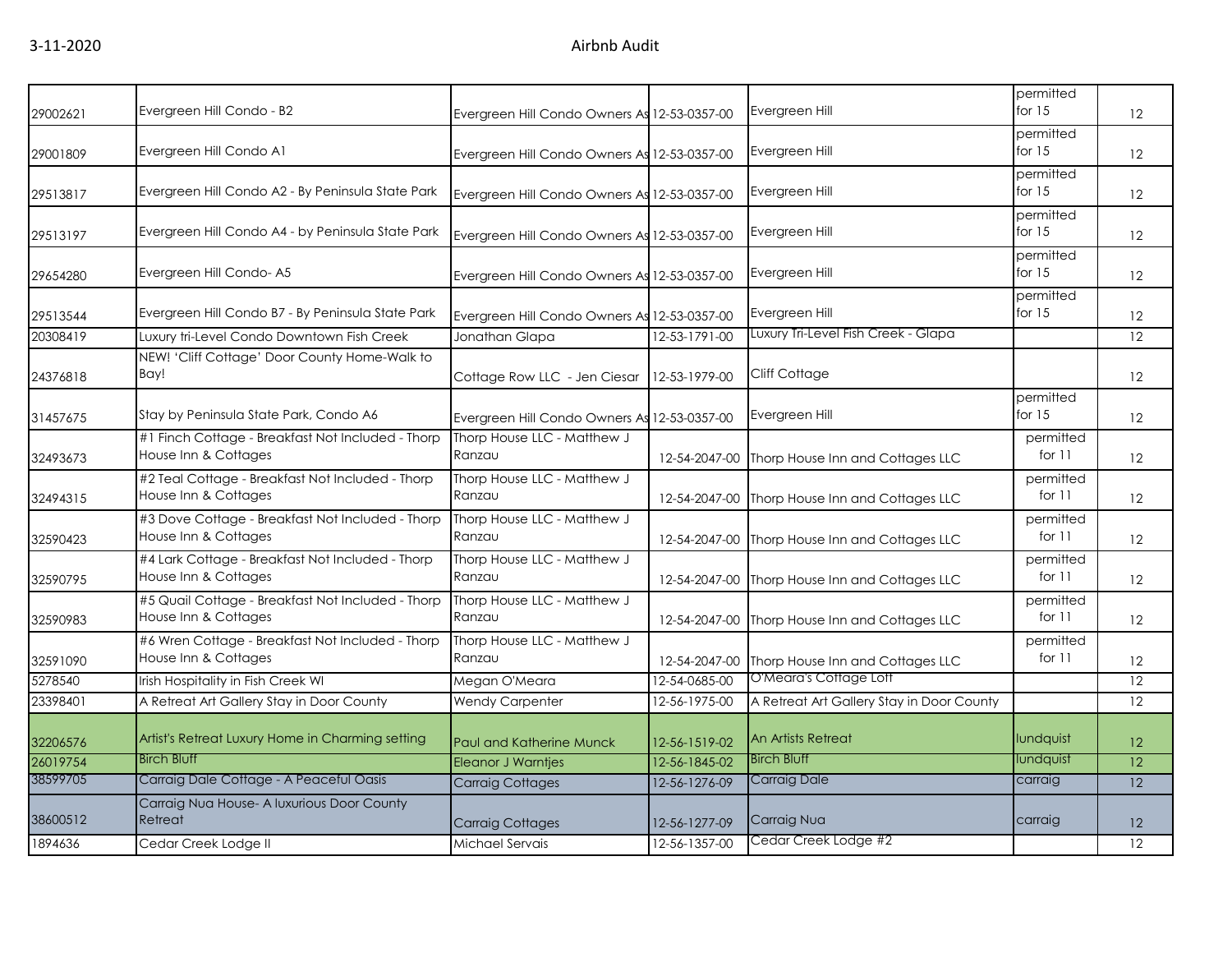| | | | | | | |
|---|---|---|---|---|---|---|
| 29002621 | Evergreen Hill Condo - B2 | Evergreen Hill Condo Owners As | 12-53-0357-00 | Evergreen Hill | permitted for 15 | 12 |
| 29001809 | Evergreen Hill Condo A1 | Evergreen Hill Condo Owners As | 12-53-0357-00 | Evergreen Hill | permitted for 15 | 12 |
| 29513817 | Evergreen Hill Condo A2 - By Peninsula State Park | Evergreen Hill Condo Owners As | 12-53-0357-00 | Evergreen Hill | permitted for 15 | 12 |
| 29513197 | Evergreen Hill Condo A4 - by Peninsula State Park | Evergreen Hill Condo Owners As | 12-53-0357-00 | Evergreen Hill | permitted for 15 | 12 |
| 29654280 | Evergreen Hill Condo- A5 | Evergreen Hill Condo Owners As | 12-53-0357-00 | Evergreen Hill | permitted for 15 | 12 |
| 29513544 | Evergreen Hill Condo B7 - By Peninsula State Park | Evergreen Hill Condo Owners As | 12-53-0357-00 | Evergreen Hill | permitted for 15 | 12 |
| 20308419 | Luxury tri-Level Condo Downtown Fish Creek | Jonathan Glapa | 12-53-1791-00 | Luxury Tri-Level Fish Creek - Glapa | | 12 |
| 24376818 | NEW! 'Cliff Cottage' Door County Home-Walk to Bay! | Cottage Row LLC - Jen Ciesar | 12-53-1979-00 | Cliff Cottage | | 12 |
| 31457675 | Stay by Peninsula State Park, Condo A6 | Evergreen Hill Condo Owners As | 12-53-0357-00 | Evergreen Hill | permitted for 15 | 12 |
| 32493673 | #1 Finch Cottage - Breakfast Not Included - Thorp House Inn & Cottages | Thorp House LLC - Matthew J Ranzau | 12-54-2047-00 | Thorp House Inn and Cottages LLC | permitted for 11 | 12 |
| 32494315 | #2 Teal Cottage - Breakfast Not Included - Thorp House Inn & Cottages | Thorp House LLC - Matthew J Ranzau | 12-54-2047-00 | Thorp House Inn and Cottages LLC | permitted for 11 | 12 |
| 32590423 | #3 Dove Cottage - Breakfast Not Included - Thorp House Inn & Cottages | Thorp House LLC - Matthew J Ranzau | 12-54-2047-00 | Thorp House Inn and Cottages LLC | permitted for 11 | 12 |
| 32590795 | #4 Lark Cottage - Breakfast Not Included - Thorp House Inn & Cottages | Thorp House LLC - Matthew J Ranzau | 12-54-2047-00 | Thorp House Inn and Cottages LLC | permitted for 11 | 12 |
| 32590983 | #5 Quail Cottage - Breakfast Not Included - Thorp House Inn & Cottages | Thorp House LLC - Matthew J Ranzau | 12-54-2047-00 | Thorp House Inn and Cottages LLC | permitted for 11 | 12 |
| 32591090 | #6 Wren Cottage - Breakfast Not Included - Thorp House Inn & Cottages | Thorp House LLC - Matthew J Ranzau | 12-54-2047-00 | Thorp House Inn and Cottages LLC | permitted for 11 | 12 |
| 5278540 | Irish Hospitality in Fish Creek WI | Megan O'Meara | 12-54-0685-00 | O'Meara's Cottage Loft | | 12 |
| 23398401 | A Retreat Art Gallery Stay in Door County | Wendy Carpenter | 12-56-1975-00 | A Retreat Art Gallery Stay in Door County | | 12 |
| 32206576 | Artist's Retreat Luxury Home in Charming setting | Paul and Katherine Munck | 12-56-1519-02 | An Artists Retreat | lundquist | 12 |
| 26019754 | Birch Bluff | Eleanor J Warntjes | 12-56-1845-02 | Birch Bluff | lundquist | 12 |
| 38599705 | Carraig Dale Cottage - A Peaceful Oasis | Carraig Cottages | 12-56-1276-09 | Carraig Dale | carraig | 12 |
| 38600512 | Carraig Nua House- A luxurious Door County Retreat | Carraig Cottages | 12-56-1277-09 | Carraig Nua | carraig | 12 |
| 1894636 | Cedar Creek Lodge II | Michael Servais | 12-56-1357-00 | Cedar Creek Lodge #2 | | 12 |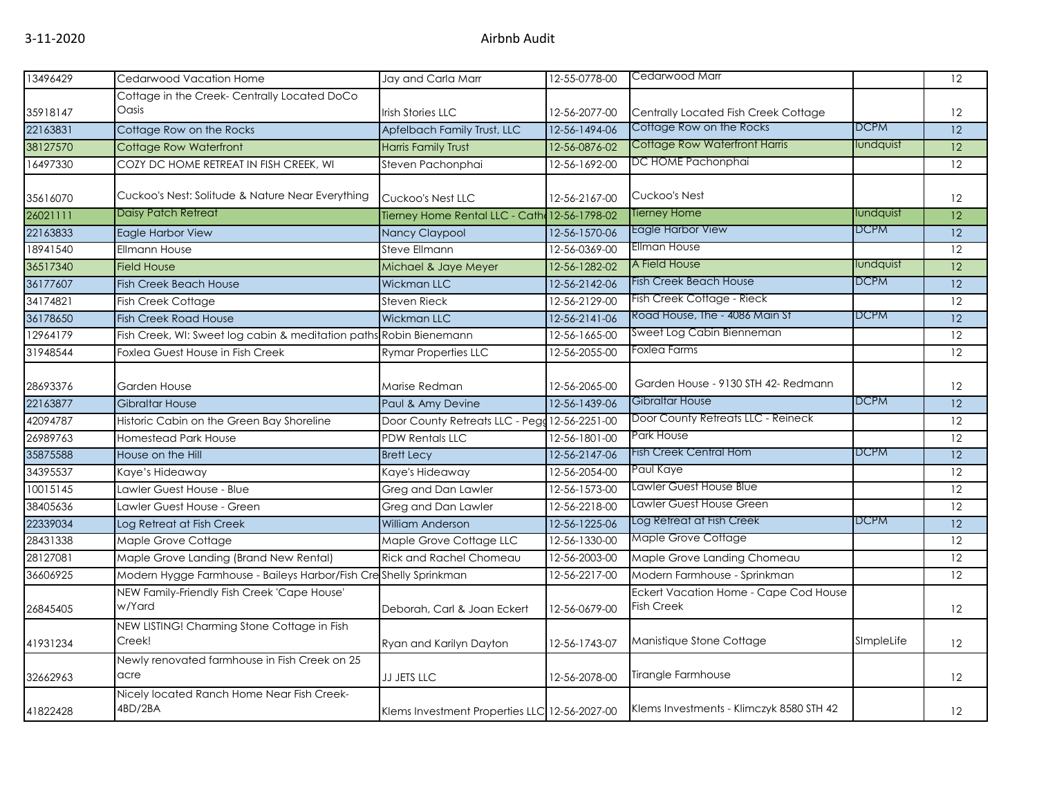| 13496429 | Cedarwood Vacation Home | Jay and Carla Marr | 12-55-0778-00 | Cedarwood Marr | | 12 |
|---|---|---|---|---|---|---|
| 35918147 | Cottage in the Creek- Centrally Located DoCo Oasis | Irish Stories LLC | 12-56-2077-00 | Centrally Located Fish Creek Cottage | | 12 |
| 22163831 | Cottage Row on the Rocks | Apfelbach Family Trust, LLC | 12-56-1494-06 | Cottage Row on the Rocks | DCPM | 12 |
| 38127570 | Cottage Row Waterfront | Harris Family Trust | 12-56-0876-02 | Cottage Row Waterfront Harris | lundquist | 12 |
| 16497330 | COZY DC HOME RETREAT IN FISH CREEK, WI | Steven Pachonphai | 12-56-1692-00 | DC HOME Pachonphai | | 12 |
| 35616070 | Cuckoo's Nest: Solitude & Nature Near Everything | Cuckoo's Nest LLC | 12-56-2167-00 | Cuckoo's Nest | | 12 |
| 26021111 | Daisy Patch Retreat | Tierney Home Rental LLC - Cath | 12-56-1798-02 | Tierney Home | lundquist | 12 |
| 22163833 | Eagle Harbor View | Nancy Claypool | 12-56-1570-06 | Eagle Harbor View | DCPM | 12 |
| 18941540 | Ellmann House | Steve Ellmann | 12-56-0369-00 | Ellman House | | 12 |
| 36517340 | Field House | Michael & Jaye Meyer | 12-56-1282-02 | A Field House | lundquist | 12 |
| 36177607 | Fish Creek Beach House | Wickman LLC | 12-56-2142-06 | Fish Creek Beach House | DCPM | 12 |
| 34174821 | Fish Creek Cottage | Steven Rieck | 12-56-2129-00 | Fish Creek Cottage - Rieck | | 12 |
| 36178650 | Fish Creek Road House | Wickman LLC | 12-56-2141-06 | Road House, The - 4086 Main St | DCPM | 12 |
| 12964179 | Fish Creek, WI: Sweet log cabin & meditation paths | Robin Bienemann | 12-56-1665-00 | Sweet Log Cabin Bienneman | | 12 |
| 31948544 | Foxlea Guest House in Fish Creek | Rymar Properties LLC | 12-56-2055-00 | Foxlea Farms | | 12 |
| 28693376 | Garden House | Marise Redman | 12-56-2065-00 | Garden House - 9130 STH 42- Redmann | | 12 |
| 22163877 | Gibraltar House | Paul & Amy Devine | 12-56-1439-06 | Gibraltar House | DCPM | 12 |
| 42094787 | Historic Cabin on the Green Bay Shoreline | Door County Retreats LLC - Pegg | 12-56-2251-00 | Door County Retreats LLC - Reineck | | 12 |
| 26989763 | Homestead Park House | PDW Rentals LLC | 12-56-1801-00 | Park House | | 12 |
| 35875588 | House on the Hill | Brett Lecy | 12-56-2147-06 | Fish Creek Central Hom | DCPM | 12 |
| 34395537 | Kaye's Hideaway | Kaye's Hideaway | 12-56-2054-00 | Paul Kaye | | 12 |
| 10015145 | Lawler Guest House - Blue | Greg and Dan Lawler | 12-56-1573-00 | Lawler Guest House Blue | | 12 |
| 38405636 | Lawler Guest House - Green | Greg and Dan Lawler | 12-56-2218-00 | Lawler Guest House Green | | 12 |
| 22339034 | Log Retreat at Fish Creek | William Anderson | 12-56-1225-06 | Log Retreat at Fish Creek | DCPM | 12 |
| 28431338 | Maple Grove Cottage | Maple Grove Cottage LLC | 12-56-1330-00 | Maple Grove Cottage | | 12 |
| 28127081 | Maple Grove Landing (Brand New Rental) | Rick and Rachel Chomeau | 12-56-2003-00 | Maple Grove Landing Chomeau | | 12 |
| 36606925 | Modern Hygge Farmhouse - Baileys Harbor/Fish Cre | Shelly Sprinkman | 12-56-2217-00 | Modern Farmhouse - Sprinkman | | 12 |
| 26845405 | NEW Family-Friendly Fish Creek 'Cape House' w/Yard | Deborah, Carl & Joan Eckert | 12-56-0679-00 | Eckert Vacation Home - Cape Cod House Fish Creek | | 12 |
| 41931234 | NEW LISTING! Charming Stone Cottage in Fish Creek! | Ryan and Karilyn Dayton | 12-56-1743-07 | Manistique Stone Cottage | SImpleLife | 12 |
| 32662963 | Newly renovated farmhouse in Fish Creek on 25 acre | JJ JETS LLC | 12-56-2078-00 | Tirangle Farmhouse | | 12 |
| 41822428 | Nicely located Ranch Home Near Fish Creek- 4BD/2BA | Klems Investment Properties LLC | 12-56-2027-00 | Klems Investments - Klimczyk 8580 STH 42 | | 12 |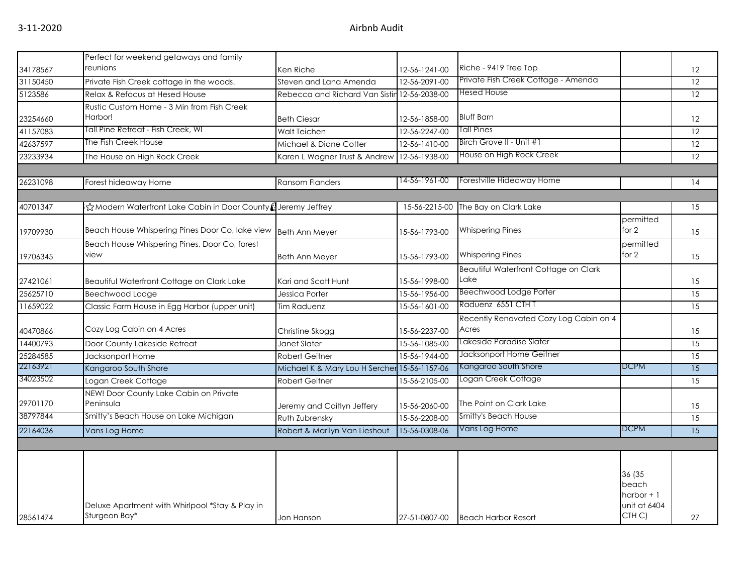| | | | | | | |
|---|---|---|---|---|---|---|
| 34178567 | Perfect for weekend getaways and family reunions | Ken Riche | 12-56-1241-00 | Riche - 9419 Tree Top | | 12 |
| 31150450 | Private Fish Creek cottage in the woods. | Steven and Lana Amenda | 12-56-2091-00 | Private Fish Creek Cottage - Amenda | | 12 |
| 5123586 | Relax & Refocus at Hesed House | Rebecca and Richard Van Sistin | 12-56-2038-00 | Hesed House | | 12 |
| 23254660 | Rustic Custom Home - 3 Min from Fish Creek Harbor! | Beth Ciesar | 12-56-1858-00 | Bluff Barn | | 12 |
| 41157083 | Tall Pine Retreat - Fish Creek, WI | Walt Teichen | 12-56-2247-00 | Tall Pines | | 12 |
| 42637597 | The Fish Creek House | Michael & Diane Cotter | 12-56-1410-00 | Birch Grove II - Unit #1 | | 12 |
| 23233934 | The House on High Rock Creek | Karen L Wagner Trust & Andrew | 12-56-1938-00 | House on High Rock Creek | | 12 |
| | | | | | | |
| 26231098 | Forest hideaway Home | Ransom Flanders | 14-56-1961-00 | Forestville Hideaway Home | | 14 |
| | | | | | | |
| 40701347 | ☆Modern Waterfront Lake Cabin in Door County | Jeremy Jeffrey | 15-56-2215-00 | The Bay on Clark Lake | | 15 |
| 19709930 | Beach House Whispering Pines Door Co, lake view | Beth Ann Meyer | 15-56-1793-00 | Whispering Pines | permitted for 2 | 15 |
| 19706345 | Beach House Whispering Pines, Door Co, forest view | Beth Ann Meyer | 15-56-1793-00 | Whispering Pines | permitted for 2 | 15 |
| 27421061 | Beautiful Waterfront Cottage on Clark Lake | Kari and Scott Hunt | 15-56-1998-00 | Beautiful Waterfront Cottage on Clark Lake | | 15 |
| 25625710 | Beechwood Lodge | Jessica Porter | 15-56-1956-00 | Beechwood Lodge Porter | | 15 |
| 11659022 | Classic Farm House in Egg Harbor (upper unit) | Tim Raduenz | 15-56-1601-00 | Raduenz 6551 CTH T | | 15 |
| 40470866 | Cozy Log Cabin on 4 Acres | Christine Skogg | 15-56-2237-00 | Recently Renovated Cozy Log Cabin on 4 Acres | | 15 |
| 14400793 | Door County Lakeside Retreat | Janet Slater | 15-56-1085-00 | Lakeside Paradise Slater | | 15 |
| 25284585 | Jacksonport Home | Robert Geitner | 15-56-1944-00 | Jacksonport Home Geitner | | 15 |
| 22163921 | Kangaroo South Shore | Michael K & Mary Lou H Sercher | 15-56-1157-06 | Kangaroo South Shore | DCPM | 15 |
| 34023502 | Logan Creek Cottage | Robert Geitner | 15-56-2105-00 | Logan Creek Cottage | | 15 |
| 29701170 | NEW! Door County Lake Cabin on Private Peninsula | Jeremy and Caitlyn Jeffery | 15-56-2060-00 | The Point on Clark Lake | | 15 |
| 38797844 | Smitty's Beach House on Lake Michigan | Ruth Zubrensky | 15-56-2208-00 | Smitty's Beach House | | 15 |
| 22164036 | Vans Log Home | Robert & Marilyn Van Lieshout | 15-56-0308-06 | Vans Log Home | DCPM | 15 |
| | | | | | | |
| 28561474 | Deluxe Apartment with Whirlpool *Stay & Play in Sturgeon Bay* | Jon Hanson | 27-51-0807-00 | Beach Harbor Resort | 36 (35 beach harbor + 1 unit at 6404 CTH C) | 27 |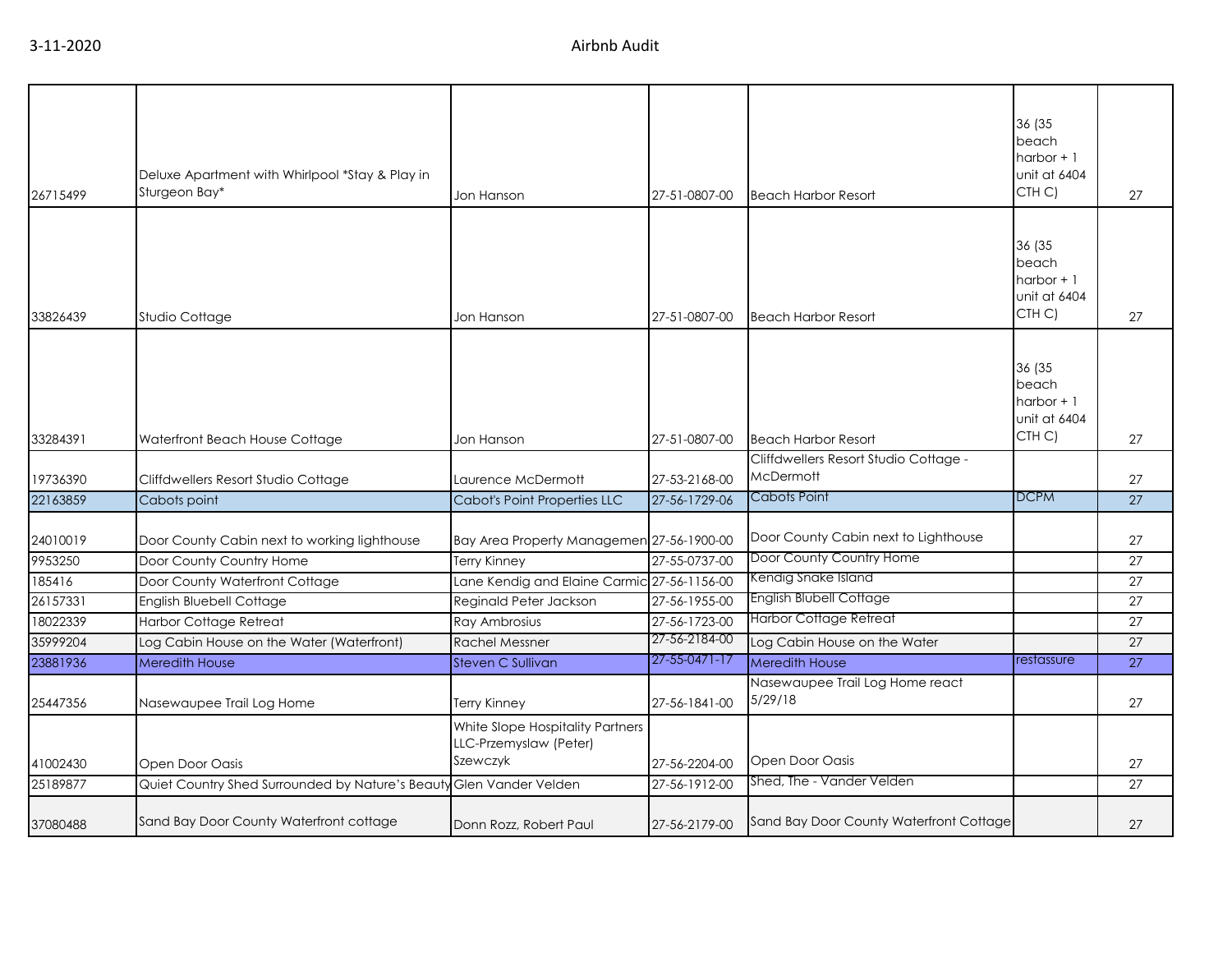| | | | | | | |
|---|---|---|---|---|---|---|
| 26715499 | Deluxe Apartment with Whirlpool *Stay & Play in Sturgeon Bay* | Jon Hanson | 27-51-0807-00 | Beach Harbor Resort | 36 (35 beach harbor + 1 unit at 6404 CTH C) | 27 |
| 33826439 | Studio Cottage | Jon Hanson | 27-51-0807-00 | Beach Harbor Resort | 36 (35 beach harbor + 1 unit at 6404 CTH C) | 27 |
| 33284391 | Waterfront Beach House Cottage | Jon Hanson | 27-51-0807-00 | Beach Harbor Resort | 36 (35 beach harbor + 1 unit at 6404 CTH C) | 27 |
| 19736390 | Cliffdwellers Resort Studio Cottage | Laurence McDermott | 27-53-2168-00 | Cliffdwellers Resort Studio Cottage - McDermott | | 27 |
| 22163859 | Cabots point | Cabot's Point Properties LLC | 27-56-1729-06 | Cabots Point | DCPM | 27 |
| 24010019 | Door County Cabin next to working lighthouse | Bay Area Property Managemen | 27-56-1900-00 | Door County Cabin next to Lighthouse | | 27 |
| 9953250 | Door County Country Home | Terry Kinney | 27-55-0737-00 | Door County Country Home | | 27 |
| 185416 | Door County Waterfront Cottage | Lane Kendig and Elaine Carmic | 27-56-1156-00 | Kendig Snake Island | | 27 |
| 26157331 | English Bluebell Cottage | Reginald Peter Jackson | 27-56-1955-00 | English Blubell Cottage | | 27 |
| 18022339 | Harbor Cottage Retreat | Ray Ambrosius | 27-56-1723-00 | Harbor Cottage Retreat | | 27 |
| 35999204 | Log Cabin House on the Water (Waterfront) | Rachel Messner | 27-56-2184-00 | Log Cabin House on the Water | | 27 |
| 23881936 | Meredith House | Steven C Sullivan | 27-55-0471-17 | Meredith House | restassure | 27 |
| 25447356 | Nasewaupee Trail Log Home | Terry Kinney | 27-56-1841-00 | Nasewaupee Trail Log Home react 5/29/18 | | 27 |
| 41002430 | Open Door Oasis | White Slope Hospitality Partners LLC-Przemyslaw (Peter) Szewczyk | 27-56-2204-00 | Open Door Oasis | | 27 |
| 25189877 | Quiet Country Shed Surrounded by Nature's Beauty | Glen Vander Velden | 27-56-1912-00 | Shed, The - Vander Velden | | 27 |
| 37080488 | Sand Bay Door County Waterfront cottage | Donn Rozz, Robert Paul | 27-56-2179-00 | Sand Bay Door County Waterfront Cottage | | 27 |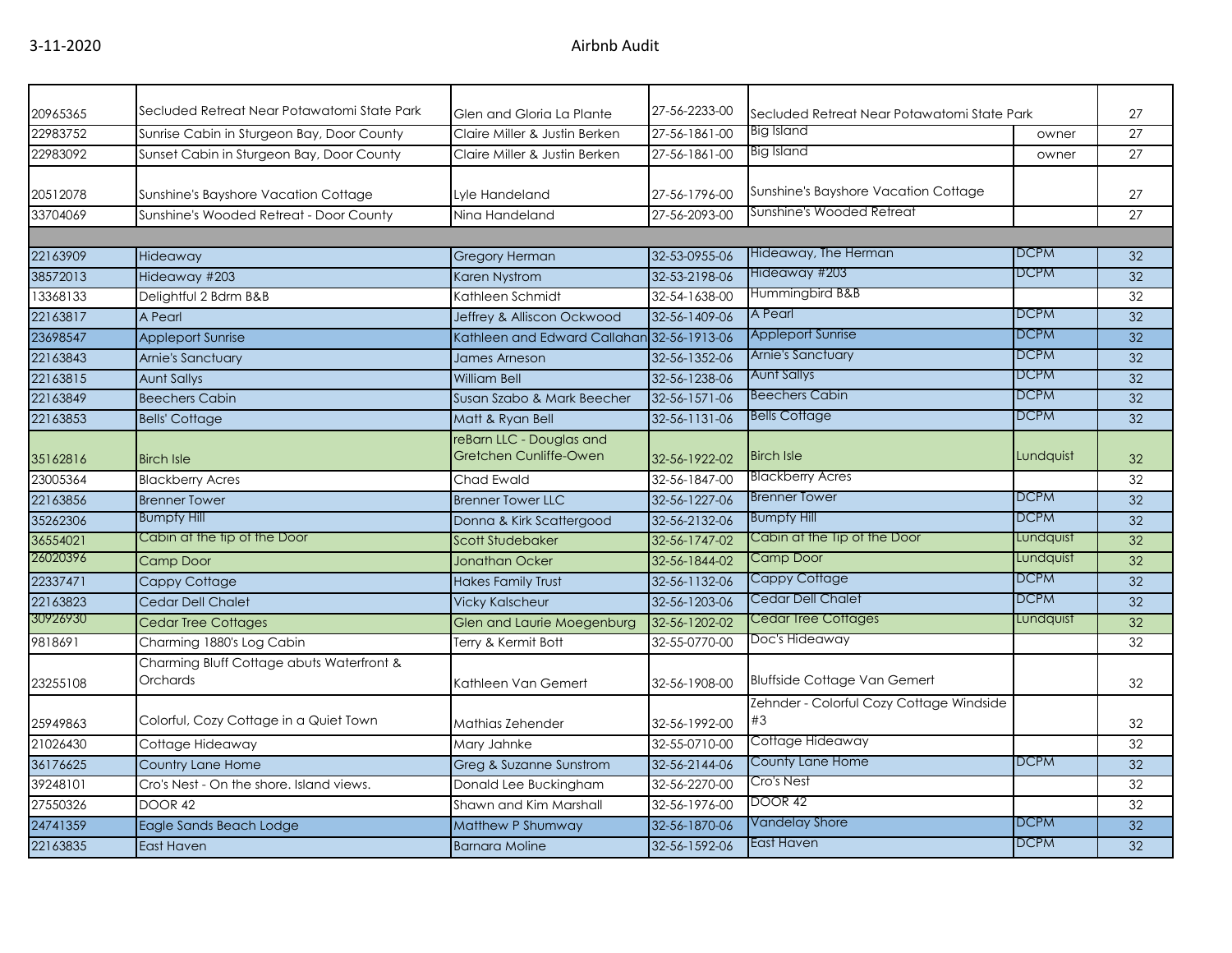| | | | | | | |
|---|---|---|---|---|---|---|
| 20965365 | Secluded Retreat Near Potawatomi State Park | Glen and Gloria La Plante | 27-56-2233-00 | Secluded Retreat Near Potawatomi State Park | | 27 |
| 22983752 | Sunrise Cabin in Sturgeon Bay, Door County | Claire Miller & Justin Berken | 27-56-1861-00 | Big Island | owner | 27 |
| 22983092 | Sunset Cabin in Sturgeon Bay, Door County | Claire Miller & Justin Berken | 27-56-1861-00 | Big Island | owner | 27 |
| 20512078 | Sunshine's Bayshore Vacation Cottage | Lyle Handeland | 27-56-1796-00 | Sunshine's Bayshore Vacation Cottage | | 27 |
| 33704069 | Sunshine's Wooded Retreat - Door County | Nina Handeland | 27-56-2093-00 | Sunshine's Wooded Retreat | | 27 |
| | | | | | | |
| 22163909 | Hideaway | Gregory Herman | 32-53-0955-06 | Hideaway, The Herman | DCPM | 32 |
| 38572013 | Hideaway #203 | Karen Nystrom | 32-53-2198-06 | Hideaway #203 | DCPM | 32 |
| 13368133 | Delightful 2 Bdrm B&B | Kathleen Schmidt | 32-54-1638-00 | Hummingbird B&B | | 32 |
| 22163817 | A Pearl | Jeffrey & Alliscon Ockwood | 32-56-1409-06 | A Pearl | DCPM | 32 |
| 23698547 | Appleport Sunrise | Kathleen and Edward Callahan | 32-56-1913-06 | Appleport Sunrise | DCPM | 32 |
| 22163843 | Arnie's Sanctuary | James Arneson | 32-56-1352-06 | Arnie's Sanctuary | DCPM | 32 |
| 22163815 | Aunt Sallys | William Bell | 32-56-1238-06 | Aunt Sallys | DCPM | 32 |
| 22163849 | Beechers Cabin | Susan Szabo & Mark Beecher | 32-56-1571-06 | Beechers Cabin | DCPM | 32 |
| 22163853 | Bells' Cottage | Matt & Ryan Bell | 32-56-1131-06 | Bells Cottage | DCPM | 32 |
| 35162816 | Birch Isle | reBarn LLC - Douglas and Gretchen Cunliffe-Owen | 32-56-1922-02 | Birch Isle | Lundquist | 32 |
| 23005364 | Blackberry Acres | Chad Ewald | 32-56-1847-00 | Blackberry Acres | | 32 |
| 22163856 | Brenner Tower | Brenner Tower LLC | 32-56-1227-06 | Brenner Tower | DCPM | 32 |
| 35262306 | Bumpfy Hill | Donna & Kirk Scattergood | 32-56-2132-06 | Bumpfy Hill | DCPM | 32 |
| 36554021 | Cabin at the tip of the Door | Scott Studebaker | 32-56-1747-02 | Cabin at the Tip of the Door | Lundquist | 32 |
| 26020396 | Camp Door | Jonathan Ocker | 32-56-1844-02 | Camp Door | Lundquist | 32 |
| 22337471 | Cappy Cottage | Hakes Family Trust | 32-56-1132-06 | Cappy Cottage | DCPM | 32 |
| 22163823 | Cedar Dell Chalet | Vicky Kalscheur | 32-56-1203-06 | Cedar Dell Chalet | DCPM | 32 |
| 30926930 | Cedar Tree Cottages | Glen and Laurie Moegenburg | 32-56-1202-02 | Cedar Tree Cottages | Lundquist | 32 |
| 9818691 | Charming 1880's Log Cabin | Terry & Kermit Bott | 32-55-0770-00 | Doc's Hideaway | | 32 |
| 23255108 | Charming Bluff Cottage abuts Waterfront & Orchards | Kathleen Van Gemert | 32-56-1908-00 | Bluffside Cottage Van Gemert | | 32 |
| 25949863 | Colorful, Cozy Cottage in a Quiet Town | Mathias Zehender | 32-56-1992-00 | Zehnder - Colorful Cozy Cottage Windside #3 | | 32 |
| 21026430 | Cottage Hideaway | Mary Jahnke | 32-55-0710-00 | Cottage Hideaway | | 32 |
| 36176625 | Country Lane Home | Greg & Suzanne Sunstrom | 32-56-2144-06 | County Lane Home | DCPM | 32 |
| 39248101 | Cro's Nest - On the shore. Island views. | Donald Lee Buckingham | 32-56-2270-00 | Cro's Nest | | 32 |
| 27550326 | DOOR 42 | Shawn and Kim Marshall | 32-56-1976-00 | DOOR 42 | | 32 |
| 24741359 | Eagle Sands Beach Lodge | Matthew P Shumway | 32-56-1870-06 | Vandelay Shore | DCPM | 32 |
| 22163835 | East Haven | Barnara Moline | 32-56-1592-06 | East Haven | DCPM | 32 |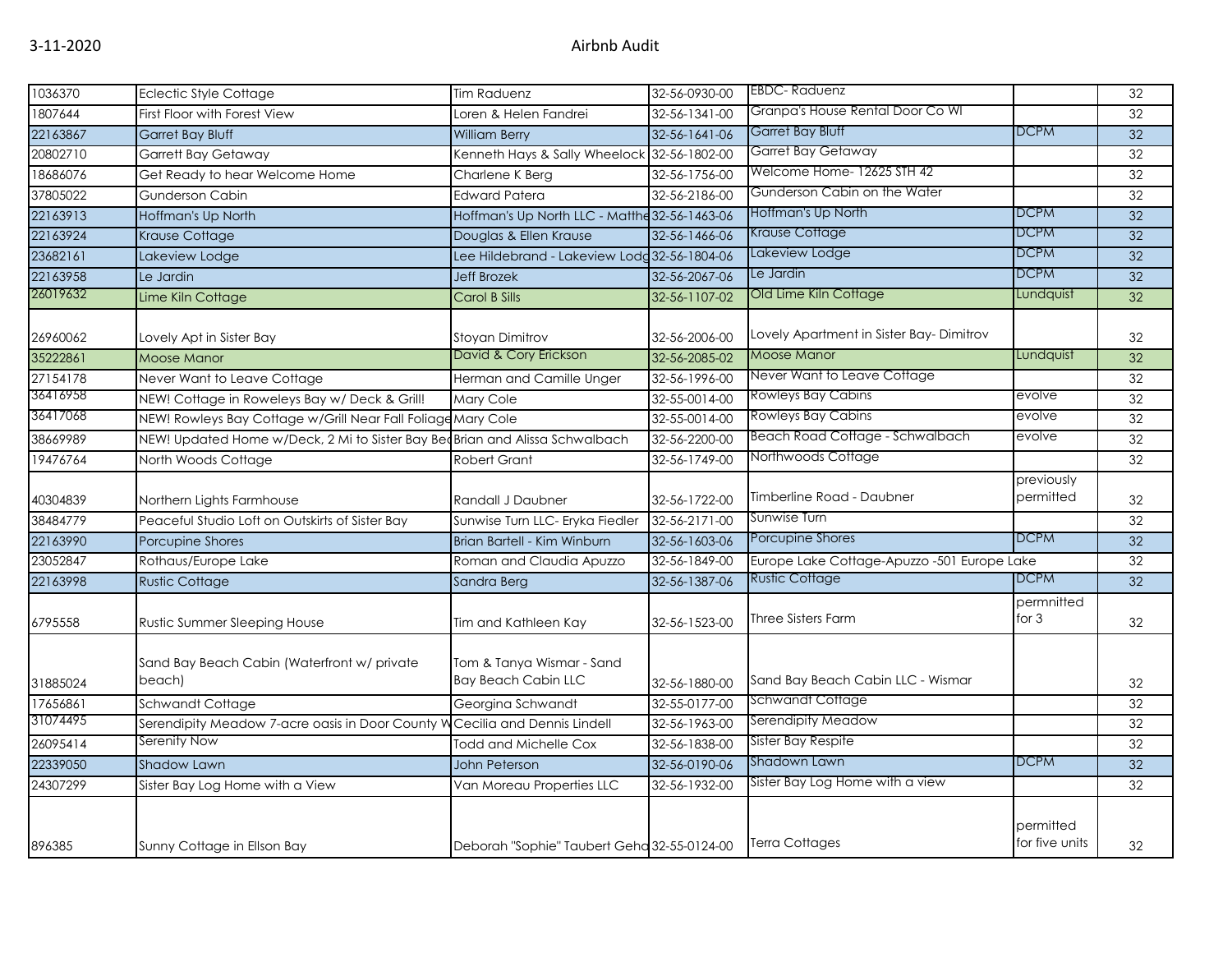| | | | | | | |
|---|---|---|---|---|---|---|
| 1036370 | Eclectic Style Cottage | Tim Raduenz | 32-56-0930-00 | EBDC- Raduenz | | 32 |
| 1807644 | First Floor with Forest View | Loren & Helen Fandrei | 32-56-1341-00 | Granpa's House Rental Door Co WI | | 32 |
| 22163867 | Garret Bay Bluff | William Berry | 32-56-1641-06 | Garret Bay Bluff | DCPM | 32 |
| 20802710 | Garrett Bay Getaway | Kenneth Hays & Sally Wheelock | 32-56-1802-00 | Garret Bay Getaway | | 32 |
| 18686076 | Get Ready to hear Welcome Home | Charlene K Berg | 32-56-1756-00 | Welcome Home- 12625 STH 42 | | 32 |
| 37805022 | Gunderson Cabin | Edward Patera | 32-56-2186-00 | Gunderson Cabin on the Water | | 32 |
| 22163913 | Hoffman's Up North | Hoffman's Up North LLC - Matthe | 32-56-1463-06 | Hoffman's Up North | DCPM | 32 |
| 22163924 | Krause Cottage | Douglas & Ellen Krause | 32-56-1466-06 | Krause Cottage | DCPM | 32 |
| 23682161 | Lakeview Lodge | Lee Hildebrand - Lakeview Lodg | 32-56-1804-06 | Lakeview Lodge | DCPM | 32 |
| 22163958 | Le Jardin | Jeff Brozek | 32-56-2067-06 | Le Jardin | DCPM | 32 |
| 26019632 | Lime Kiln Cottage | Carol B Sills | 32-56-1107-02 | Old Lime Kiln Cottage | Lundquist | 32 |
| 26960062 | Lovely Apt in Sister Bay | Stoyan Dimitrov | 32-56-2006-00 | Lovely Apartment in Sister Bay- Dimitrov | | 32 |
| 35222861 | Moose Manor | David & Cory Erickson | 32-56-2085-02 | Moose Manor | Lundquist | 32 |
| 27154178 | Never Want to Leave Cottage | Herman and Camille Unger | 32-56-1996-00 | Never Want to Leave Cottage | | 32 |
| 36416958 | NEW! Cottage in Roweleys Bay w/ Deck & Grill! | Mary Cole | 32-55-0014-00 | Rowleys Bay Cabins | evolve | 32 |
| 36417068 | NEW! Rowleys Bay Cottage w/Grill Near Fall Foliage | Mary Cole | 32-55-0014-00 | Rowleys Bay Cabins | evolve | 32 |
| 38669989 | NEW! Updated Home w/Deck, 2 Mi to Sister Bay Bea | Brian and Alissa Schwalbach | 32-56-2200-00 | Beach Road Cottage - Schwalbach | evolve | 32 |
| 19476764 | North Woods Cottage | Robert Grant | 32-56-1749-00 | Northwoods Cottage | | 32 |
| 40304839 | Northern Lights Farmhouse | Randall J Daubner | 32-56-1722-00 | Timberline Road - Daubner | previously permitted | 32 |
| 38484779 | Peaceful Studio Loft on Outskirts of Sister Bay | Sunwise Turn LLC- Eryka Fiedler | 32-56-2171-00 | Sunwise Turn | | 32 |
| 22163990 | Porcupine Shores | Brian Bartell - Kim Winburn | 32-56-1603-06 | Porcupine Shores | DCPM | 32 |
| 23052847 | Rothaus/Europe Lake | Roman and Claudia Apuzzo | 32-56-1849-00 | Europe Lake Cottage-Apuzzo -501 Europe Lake | | 32 |
| 22163998 | Rustic Cottage | Sandra Berg | 32-56-1387-06 | Rustic Cottage | DCPM | 32 |
| 6795558 | Rustic Summer Sleeping House | Tim and Kathleen Kay | 32-56-1523-00 | Three Sisters Farm | permnitted for 3 | 32 |
| 31885024 | Sand Bay Beach Cabin (Waterfront w/ private beach) | Tom & Tanya Wismar - Sand Bay Beach Cabin LLC | 32-56-1880-00 | Sand Bay Beach Cabin LLC - Wismar | | 32 |
| 17656861 | Schwandt Cottage | Georgina Schwandt | 32-55-0177-00 | Schwandt Cottage | | 32 |
| 31074495 | Serendipity Meadow 7-acre oasis in Door County W | Cecilia and Dennis Lindell | 32-56-1963-00 | Serendipity Meadow | | 32 |
| 26095414 | Serenity Now | Todd and Michelle Cox | 32-56-1838-00 | Sister Bay Respite | | 32 |
| 22339050 | Shadow Lawn | John Peterson | 32-56-0190-06 | Shadown Lawn | DCPM | 32 |
| 24307299 | Sister Bay Log Home with a View | Van Moreau Properties LLC | 32-56-1932-00 | Sister Bay Log Home with a view | | 32 |
| 896385 | Sunny Cottage in Ellson Bay | Deborah "Sophie" Taubert Geha | 32-55-0124-00 | Terra Cottages | permitted for five units | 32 |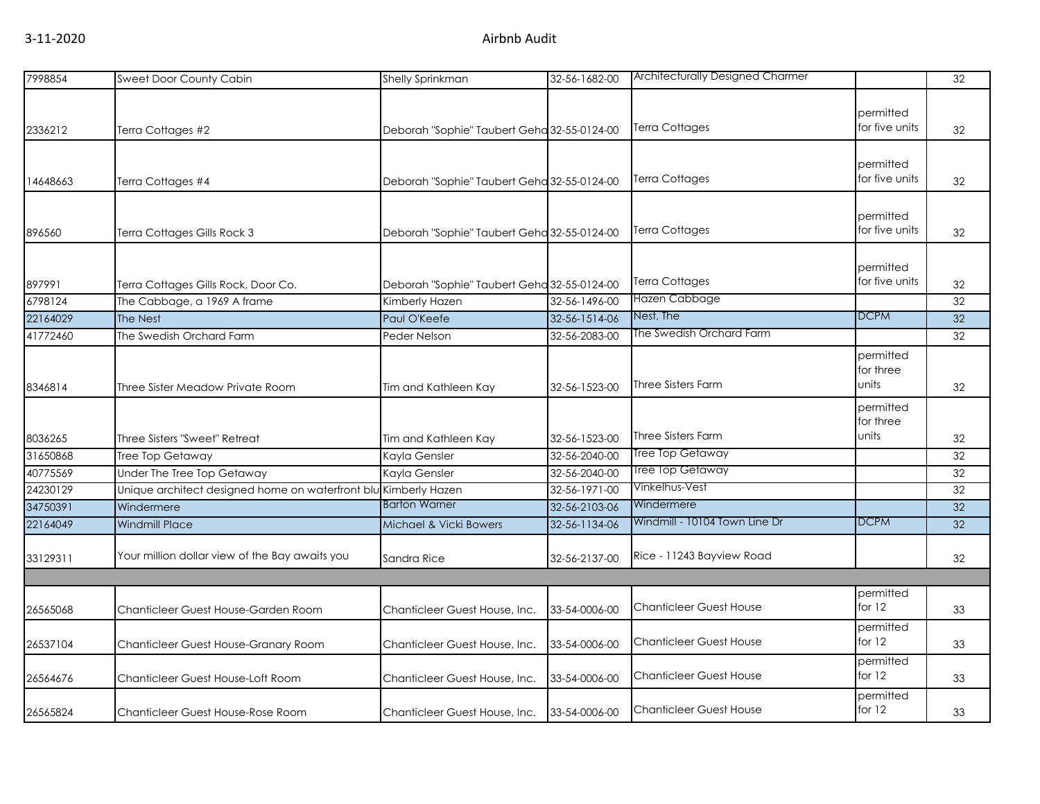| | | | | | | |
|---|---|---|---|---|---|---|
| 7998854 | Sweet Door County Cabin | Shelly Sprinkman | 32-56-1682-00 | Architecturally Designed Charmer | | 32 |
| 2336212 | Terra Cottages #2 | Deborah "Sophie" Taubert Geha | 32-55-0124-00 | Terra Cottages | permitted for five units | 32 |
| 14648663 | Terra Cottages #4 | Deborah "Sophie" Taubert Geha | 32-55-0124-00 | Terra Cottages | permitted for five units | 32 |
| 896560 | Terra Cottages Gills Rock 3 | Deborah "Sophie" Taubert Geha | 32-55-0124-00 | Terra Cottages | permitted for five units | 32 |
| 897991 | Terra Cottages Gills Rock, Door Co. | Deborah "Sophie" Taubert Geha | 32-55-0124-00 | Terra Cottages | permitted for five units | 32 |
| 6798124 | The Cabbage, a 1969 A frame | Kimberly Hazen | 32-56-1496-00 | Hazen Cabbage | | 32 |
| 22164029 | The Nest | Paul O'Keefe | 32-56-1514-06 | Nest, The | DCPM | 32 |
| 41772460 | The Swedish Orchard Farm | Peder Nelson | 32-56-2083-00 | The Swedish Orchard Farm | | 32 |
| 8346814 | Three Sister Meadow Private Room | Tim and Kathleen Kay | 32-56-1523-00 | Three Sisters Farm | permitted for three units | 32 |
| 8036265 | Three Sisters "Sweet" Retreat | Tim and Kathleen Kay | 32-56-1523-00 | Three Sisters Farm | permitted for three units | 32 |
| 31650868 | Tree Top Getaway | Kayla Gensler | 32-56-2040-00 | Tree Top Getaway | | 32 |
| 40775569 | Under The Tree Top Getaway | Kayla Gensler | 32-56-2040-00 | Tree Top Getaway | | 32 |
| 24230129 | Unique architect designed home on waterfront blu | Kimberly Hazen | 32-56-1971-00 | Vinkelhus-Vest | | 32 |
| 34750391 | Windermere | Barton Warner | 32-56-2103-06 | Windermere | | 32 |
| 22164049 | Windmill Place | Michael & Vicki Bowers | 32-56-1134-06 | Windmill - 10104 Town Line Dr | DCPM | 32 |
| 33129311 | Your million dollar view of the Bay awaits you | Sandra Rice | 32-56-2137-00 | Rice - 11243 Bayview Road | | 32 |
| | | | | | | |
| 26565068 | Chanticleer Guest House-Garden Room | Chanticleer Guest House, Inc. | 33-54-0006-00 | Chanticleer Guest House | permitted for 12 | 33 |
| 26537104 | Chanticleer Guest House-Granary Room | Chanticleer Guest House, Inc. | 33-54-0006-00 | Chanticleer Guest House | permitted for 12 | 33 |
| 26564676 | Chanticleer Guest House-Loft Room | Chanticleer Guest House, Inc. | 33-54-0006-00 | Chanticleer Guest House | permitted for 12 | 33 |
| 26565824 | Chanticleer Guest House-Rose Room | Chanticleer Guest House, Inc. | 33-54-0006-00 | Chanticleer Guest House | permitted for 12 | 33 |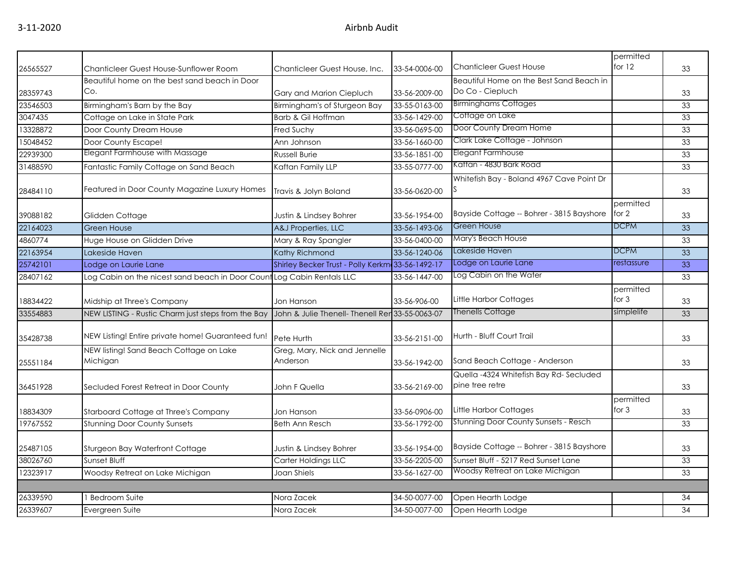| | | | | | | |
|---|---|---|---|---|---|---|
| 26565527 | Chanticleer Guest House-Sunflower Room | Chanticleer Guest House, Inc. | 33-54-0006-00 | Chanticleer Guest House | permitted for 12 | 33 |
| 28359743 | Beautiful home on the best sand beach in Door Co. | Gary and Marion Ciepluch | 33-56-2009-00 | Beautiful Home on the Best Sand Beach in Do Co - Ciepluch | | 33 |
| 23546503 | Birmingham's Barn by the Bay | Birmingham's of Sturgeon Bay | 33-55-0163-00 | Birminghams Cottages | | 33 |
| 3047435 | Cottage on Lake in State Park | Barb & Gil Hoffman | 33-56-1429-00 | Cottage on Lake | | 33 |
| 13328872 | Door County Dream House | Fred Suchy | 33-56-0695-00 | Door County Dream Home | | 33 |
| 15048452 | Door County Escape! | Ann Johnson | 33-56-1660-00 | Clark Lake Cottage - Johnson | | 33 |
| 22939300 | Elegant Farmhouse with Massage | Russell Burie | 33-56-1851-00 | Elegant Farmhouse | | 33 |
| 31488590 | Fantastic Family Cottage on Sand Beach | Kaftan Family LLP | 33-55-0777-00 | Kaftan - 4830 Bark Road | | 33 |
| 28484110 | Featured in Door County Magazine Luxury Homes | Travis & Jolyn Boland | 33-56-0620-00 | Whitefish Bay - Boland 4967 Cave Point Dr S | | 33 |
| 39088182 | Glidden Cottage | Justin & Lindsey Bohrer | 33-56-1954-00 | Bayside Cottage -- Bohrer - 3815 Bayshore | permitted for 2 | 33 |
| 22164023 | Green House | A&J Properties, LLC | 33-56-1493-06 | Green House | DCPM | 33 |
| 4860774 | Huge House on Glidden Drive | Mary & Ray Spangler | 33-56-0400-00 | Mary's Beach House | | 33 |
| 22163954 | Lakeside Haven | Kathy Richmond | 33-56-1240-06 | Lakeside Haven | DCPM | 33 |
| 25742101 | Lodge on Laurie Lane | Shirley Becker Trust - Polly Kerkm | 33-56-1492-17 | Lodge on Laurie Lane | restassure | 33 |
| 28407162 | Log Cabin on the nicest sand beach in Door Count | Log Cabin Rentals LLC | 33-56-1447-00 | Log Cabin on the Water | | 33 |
| 18834422 | Midship at Three's Company | Jon Hanson | 33-56-906-00 | Little Harbor Cottages | permitted for 3 | 33 |
| 33554883 | NEW LISTING - Rustic Charm just steps from the Bay | John & Julie Thenell- Thenell Ren | 33-55-0063-07 | Thenells Cottage | simplelife | 33 |
| 35428738 | NEW Listing! Entire private home! Guaranteed fun! | Pete Hurth | 33-56-2151-00 | Hurth - Bluff Court Trail | | 33 |
| 25551184 | NEW listing! Sand Beach Cottage on Lake Michigan | Greg, Mary, Nick and Jennelle Anderson | 33-56-1942-00 | Sand Beach Cottage - Anderson | | 33 |
| 36451928 | Secluded Forest Retreat in Door County | John F Quella | 33-56-2169-00 | Quella -4324 Whitefish Bay Rd- Secluded pine tree retre | | 33 |
| 18834309 | Starboard Cottage at Three's Company | Jon Hanson | 33-56-0906-00 | Little Harbor Cottages | permitted for 3 | 33 |
| 19767552 | Stunning Door County Sunsets | Beth Ann Resch | 33-56-1792-00 | Stunning Door County Sunsets - Resch | | 33 |
| 25487105 | Sturgeon Bay Waterfront Cottage | Justin & Lindsey Bohrer | 33-56-1954-00 | Bayside Cottage -- Bohrer - 3815 Bayshore | | 33 |
| 38026760 | Sunset Bluff | Carter Holdings LLC | 33-56-2205-00 | Sunset Bluff - 5217 Red Sunset Lane | | 33 |
| 12323917 | Woodsy Retreat on Lake Michigan | Joan Shiels | 33-56-1627-00 | Woodsy Retreat on Lake Michigan | | 33 |
| | | | | | | |
| 26339590 | 1 Bedroom Suite | Nora Zacek | 34-50-0077-00 | Open Hearth Lodge | | 34 |
| 26339607 | Evergreen Suite | Nora Zacek | 34-50-0077-00 | Open Hearth Lodge | | 34 |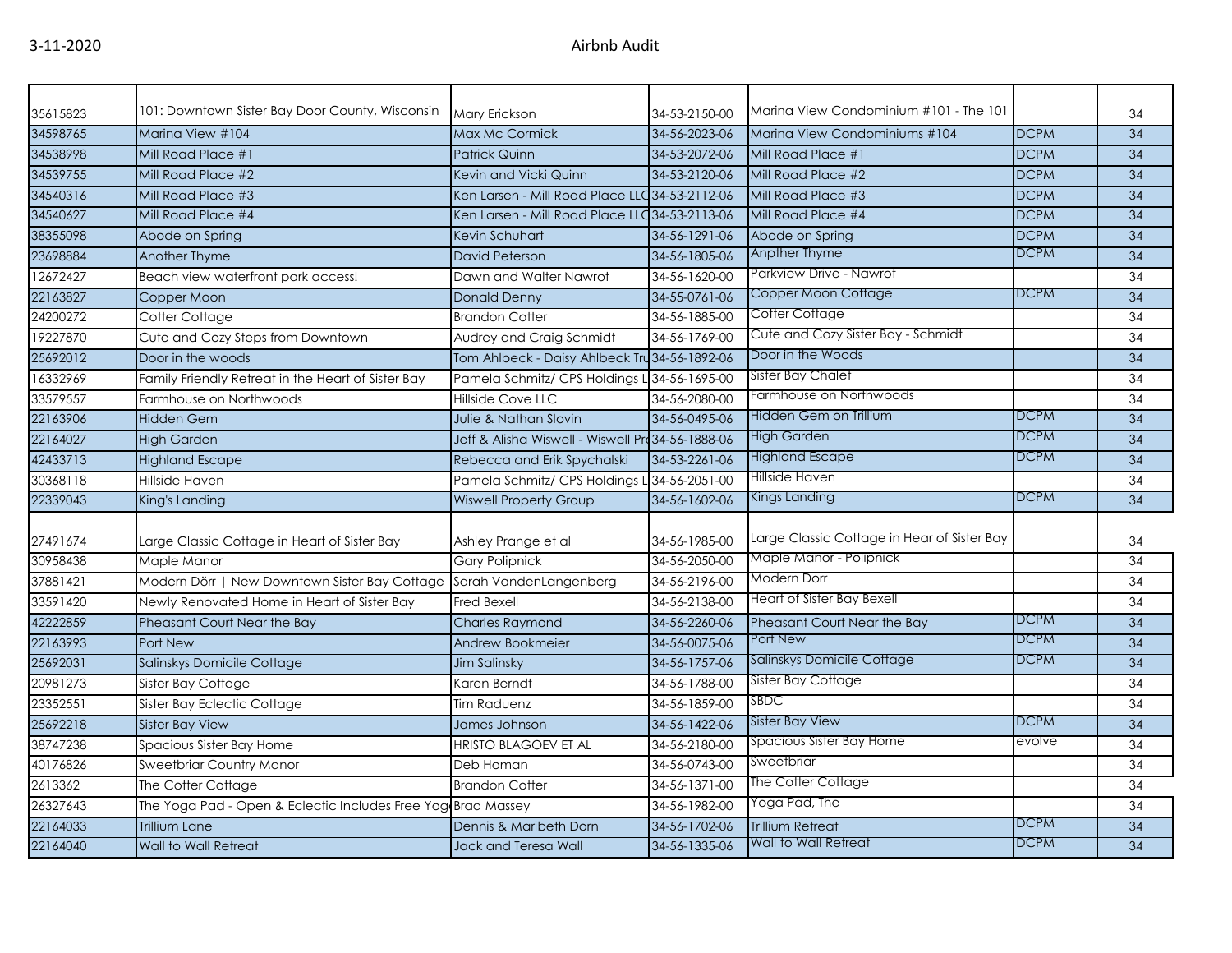| | | | | | | |
|---|---|---|---|---|---|---|
| 35615823 | 101: Downtown Sister Bay Door County, Wisconsin | Mary Erickson | 34-53-2150-00 | Marina View Condominium #101 - The 101 | | 34 |
| 34598765 | Marina View #104 | Max Mc Cormick | 34-56-2023-06 | Marina View Condominiums #104 | DCPM | 34 |
| 34538998 | Mill Road Place #1 | Patrick Quinn | 34-53-2072-06 | Mill Road Place #1 | DCPM | 34 |
| 34539755 | Mill Road Place #2 | Kevin and Vicki Quinn | 34-53-2120-06 | Mill Road Place #2 | DCPM | 34 |
| 34540316 | Mill Road Place #3 | Ken Larsen - Mill Road Place LLC | 34-53-2112-06 | Mill Road Place #3 | DCPM | 34 |
| 34540627 | Mill Road Place #4 | Ken Larsen - Mill Road Place LLC | 34-53-2113-06 | Mill Road Place #4 | DCPM | 34 |
| 38355098 | Abode on Spring | Kevin Schuhart | 34-56-1291-06 | Abode on Spring | DCPM | 34 |
| 23698884 | Another Thyme | David Peterson | 34-56-1805-06 | Anpther Thyme | DCPM | 34 |
| 12672427 | Beach view waterfront park access! | Dawn and Walter Nawrot | 34-56-1620-00 | Parkview Drive - Nawrot | | 34 |
| 22163827 | Copper Moon | Donald Denny | 34-55-0761-06 | Copper Moon Cottage | DCPM | 34 |
| 24200272 | Cotter Cottage | Brandon Cotter | 34-56-1885-00 | Cotter Cottage | | 34 |
| 19227870 | Cute and Cozy Steps from Downtown | Audrey and Craig Schmidt | 34-56-1769-00 | Cute and Cozy Sister Bay - Schmidt | | 34 |
| 25692012 | Door in the woods | Tom Ahlbeck - Daisy Ahlbeck Tru | 34-56-1892-06 | Door in the Woods | | 34 |
| 16332969 | Family Friendly Retreat in the Heart of Sister Bay | Pamela Schmitz/ CPS Holdings L | 34-56-1695-00 | Sister Bay Chalet | | 34 |
| 33579557 | Farmhouse on Northwoods | Hillside Cove LLC | 34-56-2080-00 | Farmhouse on Northwoods | | 34 |
| 22163906 | Hidden Gem | Julie & Nathan Slovin | 34-56-0495-06 | Hidden Gem on Trillium | DCPM | 34 |
| 22164027 | High Garden | Jeff & Alisha Wiswell - Wiswell Pro | 34-56-1888-06 | High Garden | DCPM | 34 |
| 42433713 | Highland Escape | Rebecca and Erik Spychalski | 34-53-2261-06 | Highland Escape | DCPM | 34 |
| 30368118 | Hillside Haven | Pamela Schmitz/ CPS Holdings L | 34-56-2051-00 | Hillside Haven | | 34 |
| 22339043 | King's Landing | Wiswell Property Group | 34-56-1602-06 | Kings Landing | DCPM | 34 |
| 27491674 | Large Classic Cottage in Heart of Sister Bay | Ashley Prange et al | 34-56-1985-00 | Large Classic Cottage in Hear of Sister Bay | | 34 |
| 30958438 | Maple Manor | Gary Polipnick | 34-56-2050-00 | Maple Manor - Polipnick | | 34 |
| 37881421 | Modern Dörr \| New Downtown Sister Bay Cottage | Sarah VandenLangenberg | 34-56-2196-00 | Modern Dorr | | 34 |
| 33591420 | Newly Renovated Home in Heart of Sister Bay | Fred Bexell | 34-56-2138-00 | Heart of Sister Bay Bexell | | 34 |
| 42222859 | Pheasant Court Near the Bay | Charles Raymond | 34-56-2260-06 | Pheasant Court Near the Bay | DCPM | 34 |
| 22163993 | Port New | Andrew Bookmeier | 34-56-0075-06 | Port New | DCPM | 34 |
| 25692031 | Salinskys Domicile Cottage | Jim Salinsky | 34-56-1757-06 | Salinskys Domicile Cottage | DCPM | 34 |
| 20981273 | Sister Bay Cottage | Karen Berndt | 34-56-1788-00 | Sister Bay Cottage | | 34 |
| 23352551 | Sister Bay Eclectic Cottage | Tim Raduenz | 34-56-1859-00 | SBDC | | 34 |
| 25692218 | Sister Bay View | James Johnson | 34-56-1422-06 | Sister Bay View | DCPM | 34 |
| 38747238 | Spacious Sister Bay Home | HRISTO BLAGOEV ET AL | 34-56-2180-00 | Spacious Sister Bay Home | evolve | 34 |
| 40176826 | Sweetbriar Country Manor | Deb Homan | 34-56-0743-00 | Sweetbriar | | 34 |
| 2613362 | The Cotter Cottage | Brandon Cotter | 34-56-1371-00 | The Cotter Cottage | | 34 |
| 26327643 | The Yoga Pad - Open & Eclectic Includes Free Yog | Brad Massey | 34-56-1982-00 | Yoga Pad, The | | 34 |
| 22164033 | Trillium Lane | Dennis & Maribeth Dorn | 34-56-1702-06 | Trillium Retreat | DCPM | 34 |
| 22164040 | Wall to Wall Retreat | Jack and Teresa Wall | 34-56-1335-06 | Wall to Wall Retreat | DCPM | 34 |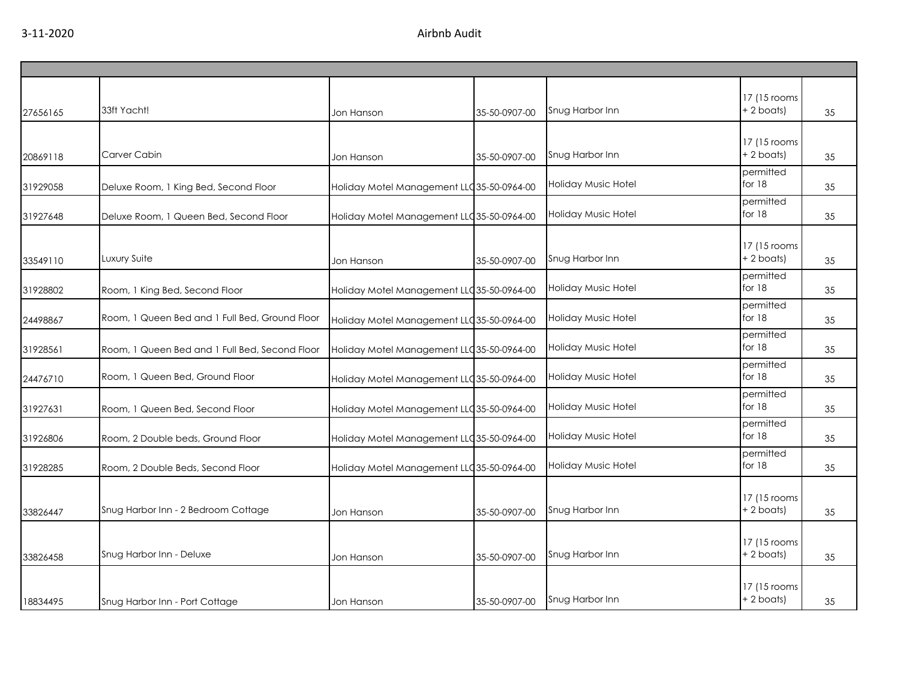| | | | | | | |
|---|---|---|---|---|---|---|
| 27656165 | 33ft Yacht! | Jon Hanson | 35-50-0907-00 | Snug Harbor Inn | 17 (15 rooms + 2 boats) | 35 |
| 20869118 | Carver Cabin | Jon Hanson | 35-50-0907-00 | Snug Harbor Inn | 17 (15 rooms + 2 boats) | 35 |
| 31929058 | Deluxe Room, 1 King Bed, Second Floor | Holiday Motel Management LLC | 35-50-0964-00 | Holiday Music Hotel | permitted for 18 | 35 |
| 31927648 | Deluxe Room, 1 Queen Bed, Second Floor | Holiday Motel Management LLC | 35-50-0964-00 | Holiday Music Hotel | permitted for 18 | 35 |
| 33549110 | Luxury Suite | Jon Hanson | 35-50-0907-00 | Snug Harbor Inn | 17 (15 rooms + 2 boats) | 35 |
| 31928802 | Room, 1 King Bed, Second Floor | Holiday Motel Management LLC | 35-50-0964-00 | Holiday Music Hotel | permitted for 18 | 35 |
| 24498867 | Room, 1 Queen Bed and 1 Full Bed, Ground Floor | Holiday Motel Management LLC | 35-50-0964-00 | Holiday Music Hotel | permitted for 18 | 35 |
| 31928561 | Room, 1 Queen Bed and 1 Full Bed, Second Floor | Holiday Motel Management LLC | 35-50-0964-00 | Holiday Music Hotel | permitted for 18 | 35 |
| 24476710 | Room, 1 Queen Bed, Ground Floor | Holiday Motel Management LLC | 35-50-0964-00 | Holiday Music Hotel | permitted for 18 | 35 |
| 31927631 | Room, 1 Queen Bed, Second Floor | Holiday Motel Management LLC | 35-50-0964-00 | Holiday Music Hotel | permitted for 18 | 35 |
| 31926806 | Room, 2 Double beds, Ground Floor | Holiday Motel Management LLC | 35-50-0964-00 | Holiday Music Hotel | permitted for 18 | 35 |
| 31928285 | Room, 2 Double Beds, Second Floor | Holiday Motel Management LLC | 35-50-0964-00 | Holiday Music Hotel | permitted for 18 | 35 |
| 33826447 | Snug Harbor Inn - 2 Bedroom Cottage | Jon Hanson | 35-50-0907-00 | Snug Harbor Inn | 17 (15 rooms + 2 boats) | 35 |
| 33826458 | Snug Harbor Inn - Deluxe | Jon Hanson | 35-50-0907-00 | Snug Harbor Inn | 17 (15 rooms + 2 boats) | 35 |
| 18834495 | Snug Harbor Inn - Port Cottage | Jon Hanson | 35-50-0907-00 | Snug Harbor Inn | 17 (15 rooms + 2 boats) | 35 |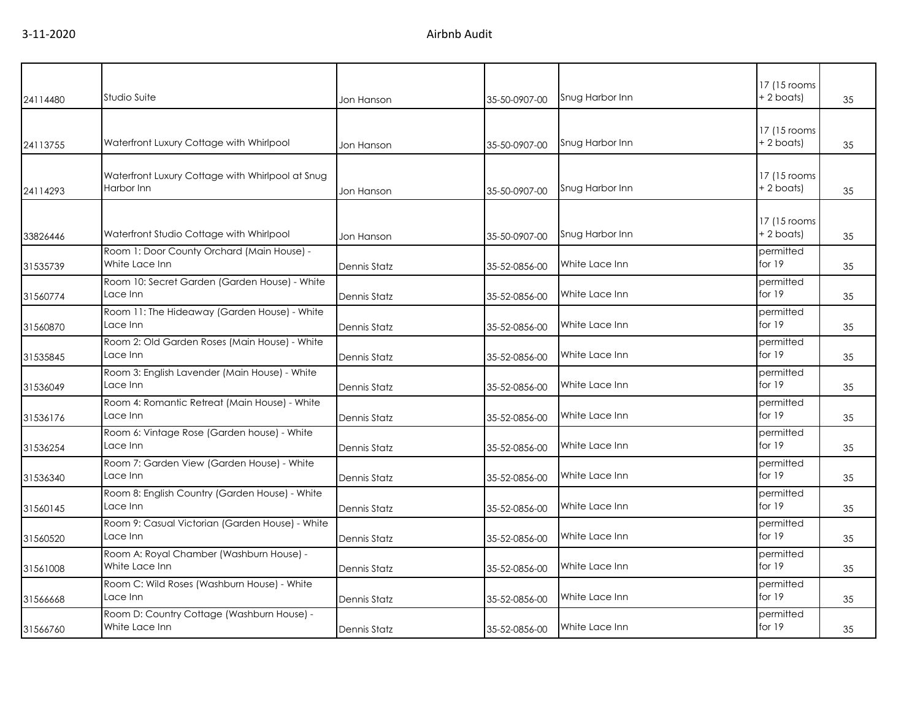| | | | | | | |
|---|---|---|---|---|---|---|
| 24114480 | Studio Suite | Jon Hanson | 35-50-0907-00 | Snug Harbor Inn | 17 (15 rooms + 2 boats) | 35 |
| 24113755 | Waterfront Luxury Cottage with Whirlpool | Jon Hanson | 35-50-0907-00 | Snug Harbor Inn | 17 (15 rooms + 2 boats) | 35 |
| 24114293 | Waterfront Luxury Cottage with Whirlpool at Snug Harbor Inn | Jon Hanson | 35-50-0907-00 | Snug Harbor Inn | 17 (15 rooms + 2 boats) | 35 |
| 33826446 | Waterfront Studio Cottage with Whirlpool | Jon Hanson | 35-50-0907-00 | Snug Harbor Inn | 17 (15 rooms + 2 boats) | 35 |
| 31535739 | Room 1: Door County Orchard (Main House) - White Lace Inn | Dennis Statz | 35-52-0856-00 | White Lace Inn | permitted for 19 | 35 |
| 31560774 | Room 10: Secret Garden (Garden House) - White Lace Inn | Dennis Statz | 35-52-0856-00 | White Lace Inn | permitted for 19 | 35 |
| 31560870 | Room 11: The Hideaway (Garden House) - White Lace Inn | Dennis Statz | 35-52-0856-00 | White Lace Inn | permitted for 19 | 35 |
| 31535845 | Room 2: Old Garden Roses (Main House) - White Lace Inn | Dennis Statz | 35-52-0856-00 | White Lace Inn | permitted for 19 | 35 |
| 31536049 | Room 3: English Lavender (Main House) - White Lace Inn | Dennis Statz | 35-52-0856-00 | White Lace Inn | permitted for 19 | 35 |
| 31536176 | Room 4: Romantic Retreat (Main House) - White Lace Inn | Dennis Statz | 35-52-0856-00 | White Lace Inn | permitted for 19 | 35 |
| 31536254 | Room 6: Vintage Rose (Garden house) - White Lace Inn | Dennis Statz | 35-52-0856-00 | White Lace Inn | permitted for 19 | 35 |
| 31536340 | Room 7: Garden View (Garden House) - White Lace Inn | Dennis Statz | 35-52-0856-00 | White Lace Inn | permitted for 19 | 35 |
| 31560145 | Room 8: English Country (Garden House) - White Lace Inn | Dennis Statz | 35-52-0856-00 | White Lace Inn | permitted for 19 | 35 |
| 31560520 | Room 9: Casual Victorian (Garden House) - White Lace Inn | Dennis Statz | 35-52-0856-00 | White Lace Inn | permitted for 19 | 35 |
| 31561008 | Room A: Royal Chamber (Washburn House) - White Lace Inn | Dennis Statz | 35-52-0856-00 | White Lace Inn | permitted for 19 | 35 |
| 31566668 | Room C: Wild Roses (Washburn House) - White Lace Inn | Dennis Statz | 35-52-0856-00 | White Lace Inn | permitted for 19 | 35 |
| 31566760 | Room D: Country Cottage (Washburn House) - White Lace Inn | Dennis Statz | 35-52-0856-00 | White Lace Inn | permitted for 19 | 35 |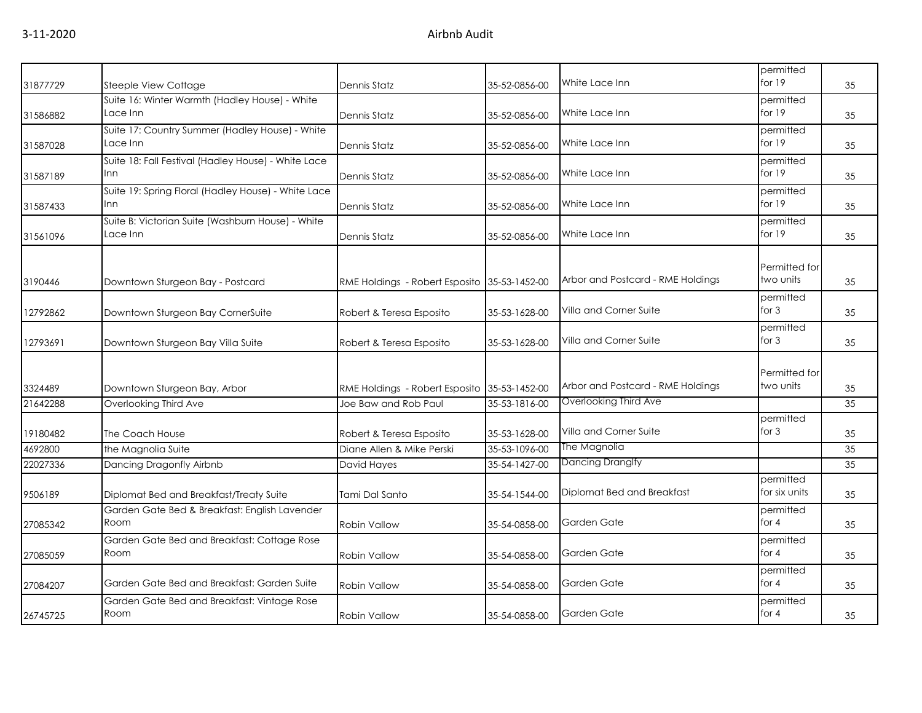| | | | | | | |
|---|---|---|---|---|---|---|
| 31877729 | Steeple View Cottage | Dennis Statz | 35-52-0856-00 | White Lace Inn | permitted for 19 | 35 |
| 31586882 | Suite 16: Winter Warmth (Hadley House) - White Lace Inn | Dennis Statz | 35-52-0856-00 | White Lace Inn | permitted for 19 | 35 |
| 31587028 | Suite 17: Country Summer (Hadley House) - White Lace Inn | Dennis Statz | 35-52-0856-00 | White Lace Inn | permitted for 19 | 35 |
| 31587189 | Suite 18: Fall Festival (Hadley House) - White Lace Inn | Dennis Statz | 35-52-0856-00 | White Lace Inn | permitted for 19 | 35 |
| 31587433 | Suite 19: Spring Floral (Hadley House) - White Lace Inn | Dennis Statz | 35-52-0856-00 | White Lace Inn | permitted for 19 | 35 |
| 31561096 | Suite B: Victorian Suite (Washburn House) - White Lace Inn | Dennis Statz | 35-52-0856-00 | White Lace Inn | permitted for 19 | 35 |
| 3190446 | Downtown Sturgeon Bay - Postcard | RME Holdings - Robert Esposito | 35-53-1452-00 | Arbor and Postcard - RME Holdings | Permitted for two units | 35 |
| 12792862 | Downtown Sturgeon Bay CornerSuite | Robert & Teresa Esposito | 35-53-1628-00 | Villa and Corner Suite | permitted for 3 | 35 |
| 12793691 | Downtown Sturgeon Bay Villa Suite | Robert & Teresa Esposito | 35-53-1628-00 | Villa and Corner Suite | permitted for 3 | 35 |
| 3324489 | Downtown Sturgeon Bay, Arbor | RME Holdings - Robert Esposito | 35-53-1452-00 | Arbor and Postcard - RME Holdings | Permitted for two units | 35 |
| 21642288 | Overlooking Third Ave | Joe Baw and Rob Paul | 35-53-1816-00 | Overlooking Third Ave | | 35 |
| 19180482 | The Coach House | Robert & Teresa Esposito | 35-53-1628-00 | Villa and Corner Suite | permitted for 3 | 35 |
| 4692800 | the Magnolia Suite | Diane Allen & Mike Perski | 35-53-1096-00 | The Magnolia | | 35 |
| 22027336 | Dancing Dragonfly Airbnb | David Hayes | 35-54-1427-00 | Dancing Dranglfy | | 35 |
| 9506189 | Diplomat Bed and Breakfast/Treaty Suite | Tami Dal Santo | 35-54-1544-00 | Diplomat Bed and Breakfast | permitted for six units | 35 |
| 27085342 | Garden Gate Bed & Breakfast: English Lavender Room | Robin Vallow | 35-54-0858-00 | Garden Gate | permitted for 4 | 35 |
| 27085059 | Garden Gate Bed and Breakfast: Cottage Rose Room | Robin Vallow | 35-54-0858-00 | Garden Gate | permitted for 4 | 35 |
| 27084207 | Garden Gate Bed and Breakfast: Garden Suite | Robin Vallow | 35-54-0858-00 | Garden Gate | permitted for 4 | 35 |
| 26745725 | Garden Gate Bed and Breakfast: Vintage Rose Room | Robin Vallow | 35-54-0858-00 | Garden Gate | permitted for 4 | 35 |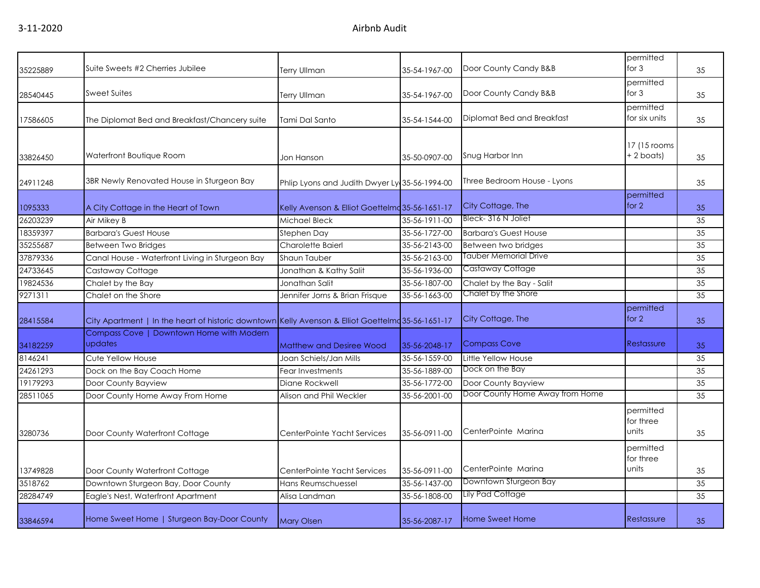| 35225889 | Suite Sweets #2 Cherries Jubilee | Terry Ullman | 35-54-1967-00 | Door County Candy B&B | permitted for 3 | 35 |
|---|---|---|---|---|---|---|
| 28540445 | Sweet Suites | Terry Ullman | 35-54-1967-00 | Door County Candy B&B | permitted for 3 | 35 |
| 17586605 | The Diplomat Bed and Breakfast/Chancery suite | Tami Dal Santo | 35-54-1544-00 | Diplomat Bed and Breakfast | permitted for six units | 35 |
| 33826450 | Waterfront Boutique Room | Jon Hanson | 35-50-0907-00 | Snug Harbor Inn | 17 (15 rooms + 2 boats) | 35 |
| 24911248 | 3BR Newly Renovated House in Sturgeon Bay | Phlip Lyons and Judith Dwyer Ly | 35-56-1994-00 | Three Bedroom House - Lyons | | 35 |
| 1095333 | A City Cottage in the Heart of Town | Kelly Avenson & Elliot Goettelmo | 35-56-1651-17 | City Cottage, The | permitted for 2 | 35 |
| 26203239 | Air Mikey B | Michael Bleck | 35-56-1911-00 | Bleck- 316 N Joliet | | 35 |
| 18359397 | Barbara's Guest House | Stephen Day | 35-56-1727-00 | Barbara's Guest House | | 35 |
| 35255687 | Between Two Bridges | Charolette Baierl | 35-56-2143-00 | Between two bridges | | 35 |
| 37879336 | Canal House - Waterfront Living in Sturgeon Bay | Shaun Tauber | 35-56-2163-00 | Tauber Memorial Drive | | 35 |
| 24733645 | Castaway Cottage | Jonathan & Kathy Salit | 35-56-1936-00 | Castaway Cottage | | 35 |
| 19824536 | Chalet by the Bay | Jonathan Salit | 35-56-1807-00 | Chalet by the Bay - Salit | | 35 |
| 9271311 | Chalet on the Shore | Jennifer Jorns & Brian Frisque | 35-56-1663-00 | Chalet by the Shore | | 35 |
| 28415584 | City Apartment \| In the heart of historic downtown | Kelly Avenson & Elliot Goettelmo | 35-56-1651-17 | City Cottage, The | permitted for 2 | 35 |
| 34182259 | Compass Cove \| Downtown Home with Modern updates | Matthew and Desiree Wood | 35-56-2048-17 | Compass Cove | Restassure | 35 |
| 8146241 | Cute Yellow House | Joan Schiels/Jan Mills | 35-56-1559-00 | Little Yellow House | | 35 |
| 24261293 | Dock on the Bay Coach Home | Fear Investments | 35-56-1889-00 | Dock on the Bay | | 35 |
| 19179293 | Door County Bayview | Diane Rockwell | 35-56-1772-00 | Door County Bayview | | 35 |
| 28511065 | Door County Home Away From Home | Alison and Phil Weckler | 35-56-2001-00 | Door County Home Away from Home | | 35 |
| 3280736 | Door County Waterfront Cottage | CenterPointe Yacht Services | 35-56-0911-00 | CenterPointe Marina | permitted for three units | 35 |
| 13749828 | Door County Waterfront Cottage | CenterPointe Yacht Services | 35-56-0911-00 | CenterPointe Marina | permitted for three units | 35 |
| 3518762 | Downtown Sturgeon Bay, Door County | Hans Reumschuessel | 35-56-1437-00 | Downtown Sturgeon Bay | | 35 |
| 28284749 | Eagle's Nest, Waterfront Apartment | Alisa Landman | 35-56-1808-00 | Lily Pad Cottage | | 35 |
| 33846594 | Home Sweet Home \| Sturgeon Bay-Door County | Mary Olsen | 35-56-2087-17 | Home Sweet Home | Restassure | 35 |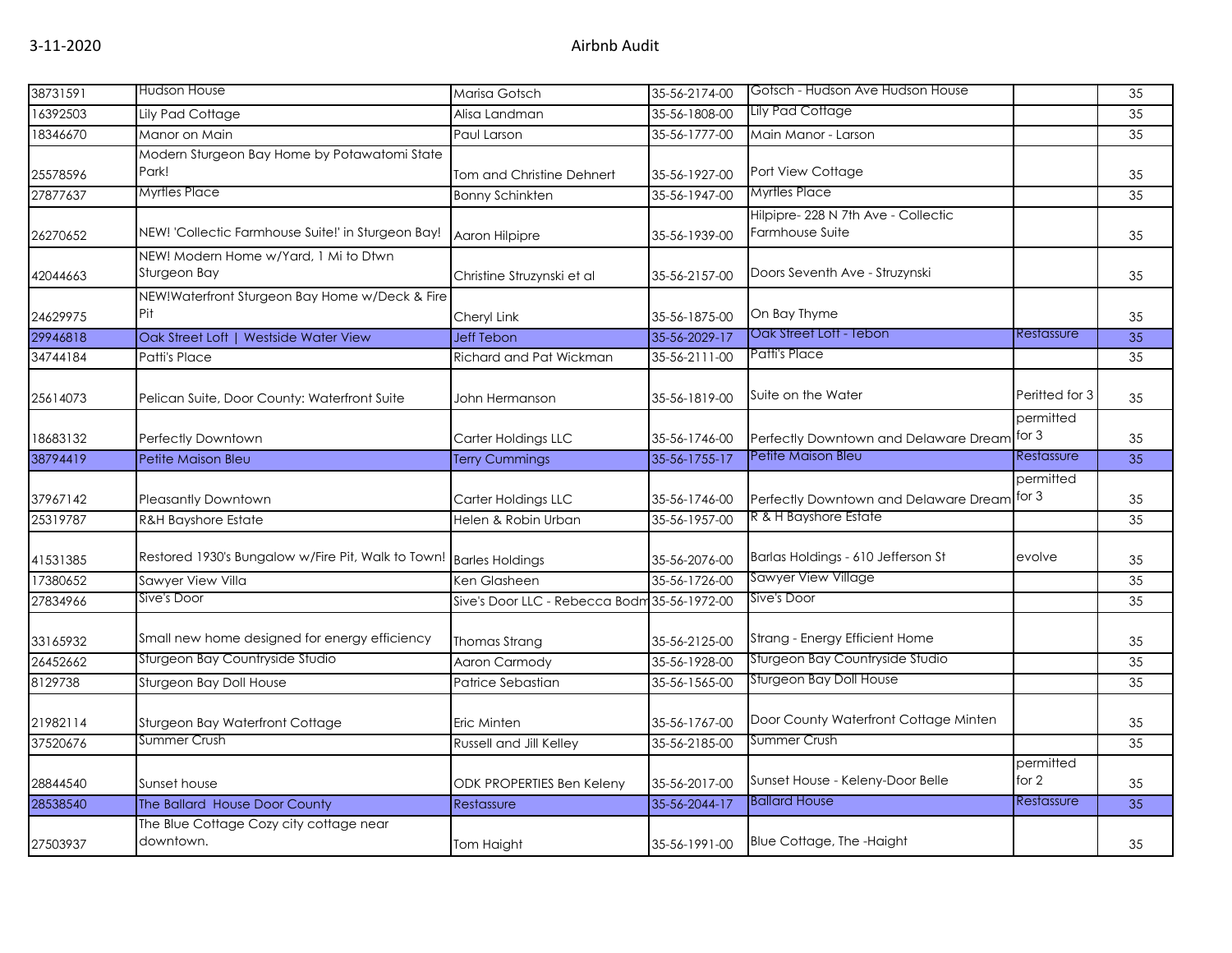| | | | | | | |
|---|---|---|---|---|---|---|
| 38731591 | Hudson House | Marisa Gotsch | 35-56-2174-00 | Gotsch - Hudson Ave Hudson House | | 35 |
| 16392503 | Lily Pad Cottage | Alisa Landman | 35-56-1808-00 | Lily Pad Cottage | | 35 |
| 18346670 | Manor on Main | Paul Larson | 35-56-1777-00 | Main Manor - Larson | | 35 |
| 25578596 | Modern Sturgeon Bay Home by Potawatomi State Park! | Tom and Christine Dehnert | 35-56-1927-00 | Port View Cottage | | 35 |
| 27877637 | Myrtles Place | Bonny Schinkten | 35-56-1947-00 | Myrtles Place | | 35 |
| 26270652 | NEW! 'Collectic Farmhouse Suite!' in Sturgeon Bay! | Aaron Hilpipre | 35-56-1939-00 | Hilpipre- 228 N 7th Ave - Collectic Farmhouse Suite | | 35 |
| 42044663 | NEW! Modern Home w/Yard, 1 Mi to Dtwn Sturgeon Bay | Christine Struzynski et al | 35-56-2157-00 | Doors Seventh Ave - Struzynski | | 35 |
| 24629975 | NEW!Waterfront Sturgeon Bay Home w/Deck & Fire Pit | Cheryl Link | 35-56-1875-00 | On Bay Thyme | | 35 |
| 29946818 | Oak Street Loft \| Westside Water View | Jeff Tebon | 35-56-2029-17 | Oak Street Loft - Tebon | Restassure | 35 |
| 34744184 | Patti's Place | Richard and Pat Wickman | 35-56-2111-00 | Patti's Place | | 35 |
| 25614073 | Pelican Suite, Door County: Waterfront Suite | John Hermanson | 35-56-1819-00 | Suite on the Water | Peritted for 3 | 35 |
| 18683132 | Perfectly Downtown | Carter Holdings LLC | 35-56-1746-00 | Perfectly Downtown and Delaware Dream | permitted for 3 | 35 |
| 38794419 | Petite Maison Bleu | Terry Cummings | 35-56-1755-17 | Petite Maison Bleu | Restassure | 35 |
| 37967142 | Pleasantly Downtown | Carter Holdings LLC | 35-56-1746-00 | Perfectly Downtown and Delaware Dream | permitted for 3 | 35 |
| 25319787 | R&H Bayshore Estate | Helen & Robin Urban | 35-56-1957-00 | R & H Bayshore Estate | | 35 |
| 41531385 | Restored 1930's Bungalow w/Fire Pit, Walk to Town! | Barles Holdings | 35-56-2076-00 | Barlas Holdings - 610 Jefferson St | evolve | 35 |
| 17380652 | Sawyer View Villa | Ken Glasheen | 35-56-1726-00 | Sawyer View Village | | 35 |
| 27834966 | Sive's Door | Sive's Door LLC - Rebecca Bodm | 35-56-1972-00 | Sive's Door | | 35 |
| 33165932 | Small new home designed for energy efficiency | Thomas Strang | 35-56-2125-00 | Strang - Energy Efficient Home | | 35 |
| 26452662 | Sturgeon Bay Countryside Studio | Aaron Carmody | 35-56-1928-00 | Sturgeon Bay Countryside Studio | | 35 |
| 8129738 | Sturgeon Bay Doll House | Patrice Sebastian | 35-56-1565-00 | Sturgeon Bay Doll House | | 35 |
| 21982114 | Sturgeon Bay Waterfront Cottage | Eric Minten | 35-56-1767-00 | Door County Waterfront Cottage Minten | | 35 |
| 37520676 | Summer Crush | Russell and Jill Kelley | 35-56-2185-00 | Summer Crush | | 35 |
| 28844540 | Sunset house | ODK PROPERTIES Ben Keleny | 35-56-2017-00 | Sunset House - Keleny-Door Belle | permitted for 2 | 35 |
| 28538540 | The Ballard House Door County | Restassure | 35-56-2044-17 | Ballard House | Restassure | 35 |
| 27503937 | The Blue Cottage Cozy city cottage near downtown. | Tom Haight | 35-56-1991-00 | Blue Cottage, The -Haight | | 35 |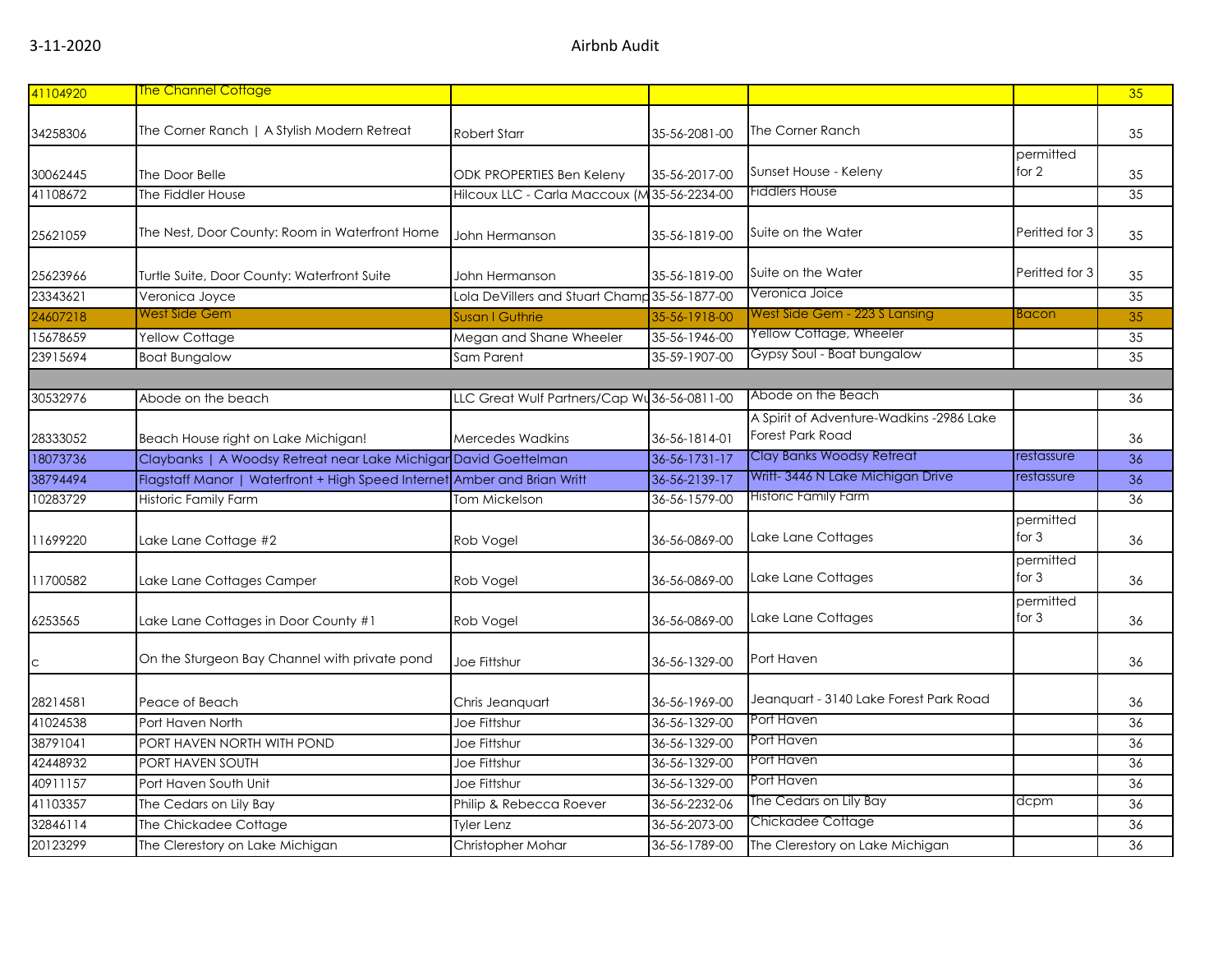| 41104920 | The Channel Cottage | | | | | 35 |
|---|---|---|---|---|---|---|
| 34258306 | The Corner Ranch \| A Stylish Modern Retreat | Robert Starr | 35-56-2081-00 | The Corner Ranch | | 35 |
| 30062445 | The Door Belle | ODK PROPERTIES Ben Keleny | 35-56-2017-00 | Sunset House - Keleny | permitted for 2 | 35 |
| 41108672 | The Fiddler House | Hilcoux LLC - Carla Maccoux (M | 35-56-2234-00 | Fiddlers House | | 35 |
| 25621059 | The Nest, Door County: Room in Waterfront Home | John Hermanson | 35-56-1819-00 | Suite on the Water | Peritted for 3 | 35 |
| 25623966 | Turtle Suite, Door County: Waterfront Suite | John Hermanson | 35-56-1819-00 | Suite on the Water | Peritted for 3 | 35 |
| 23343621 | Veronica Joyce | Lola DeVillers and Stuart Champ | 35-56-1877-00 | Veronica Joice | | 35 |
| 24607218 | West Side Gem | Susan I Guthrie | 35-56-1918-00 | West Side Gem - 223 S Lansing | Bacon | 35 |
| 15678659 | Yellow Cottage | Megan and Shane Wheeler | 35-56-1946-00 | Yellow Cottage, Wheeler | | 35 |
| 23915694 | Boat Bungalow | Sam Parent | 35-59-1907-00 | Gypsy Soul - Boat bungalow | | 35 |
| | | | | | | |
| 30532976 | Abode on the beach | LLC Great Wulf Partners/Cap Wu | 36-56-0811-00 | Abode on the Beach | | 36 |
| 28333052 | Beach House right on Lake Michigan! | Mercedes Wadkins | 36-56-1814-01 | A Spirit of Adventure-Wadkins -2986 Lake Forest Park Road | | 36 |
| 18073736 | Claybanks \| A Woodsy Retreat near Lake Michigan | David Goettelman | 36-56-1731-17 | Clay Banks Woodsy Retreat | restassure | 36 |
| 38794494 | Flagstaff Manor \| Waterfront + High Speed Internet | Amber and Brian Writt | 36-56-2139-17 | Writt- 3446 N Lake Michigan Drive | restassure | 36 |
| 10283729 | Historic Family Farm | Tom Mickelson | 36-56-1579-00 | Historic Family Farm | | 36 |
| 11699220 | Lake Lane Cottage #2 | Rob Vogel | 36-56-0869-00 | Lake Lane Cottages | permitted for 3 | 36 |
| 11700582 | Lake Lane Cottages Camper | Rob Vogel | 36-56-0869-00 | Lake Lane Cottages | permitted for 3 | 36 |
| 6253565 | Lake Lane Cottages in Door County #1 | Rob Vogel | 36-56-0869-00 | Lake Lane Cottages | permitted for 3 | 36 |
| c | On the Sturgeon Bay Channel with private pond | Joe Fittshur | 36-56-1329-00 | Port Haven | | 36 |
| 28214581 | Peace of Beach | Chris Jeanquart | 36-56-1969-00 | Jeanquart - 3140 Lake Forest Park Road | | 36 |
| 41024538 | Port Haven North | Joe Fittshur | 36-56-1329-00 | Port Haven | | 36 |
| 38791041 | PORT HAVEN NORTH WITH POND | Joe Fittshur | 36-56-1329-00 | Port Haven | | 36 |
| 42448932 | PORT HAVEN SOUTH | Joe Fittshur | 36-56-1329-00 | Port Haven | | 36 |
| 40911157 | Port Haven South Unit | Joe Fittshur | 36-56-1329-00 | Port Haven | | 36 |
| 41103357 | The Cedars on Lily Bay | Philip & Rebecca Roever | 36-56-2232-06 | The Cedars on Lily Bay | dcpm | 36 |
| 32846114 | The Chickadee Cottage | Tyler Lenz | 36-56-2073-00 | Chickadee Cottage | | 36 |
| 20123299 | The Clerestory on Lake Michigan | Christopher Mohar | 36-56-1789-00 | The Clerestory on Lake Michigan | | 36 |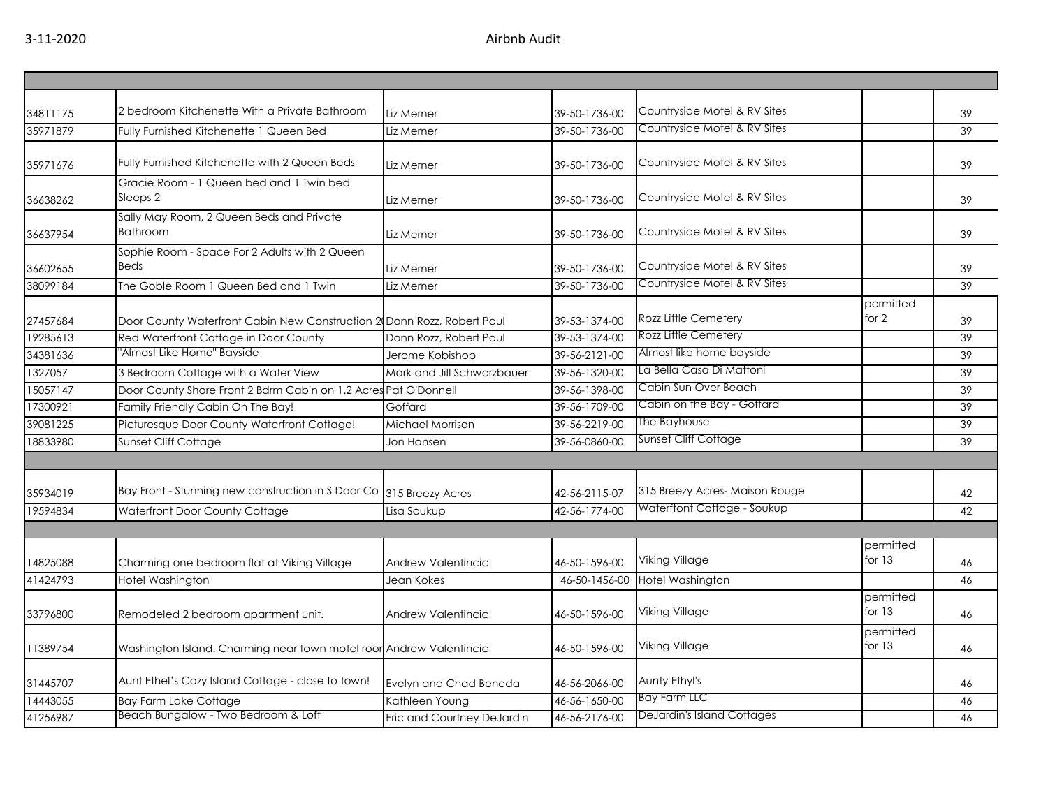| | | | | | | |
|---|---|---|---|---|---|---|
| 34811175 | 2 bedroom Kitchenette With a Private Bathroom | Liz Merner | 39-50-1736-00 | Countryside Motel & RV Sites | | 39 |
| 35971879 | Fully Furnished Kitchenette 1 Queen Bed | Liz Merner | 39-50-1736-00 | Countryside Motel & RV Sites | | 39 |
| 35971676 | Fully Furnished Kitchenette with 2 Queen Beds | Liz Merner | 39-50-1736-00 | Countryside Motel & RV Sites | | 39 |
| 36638262 | Gracie Room - 1 Queen bed and 1 Twin bed Sleeps 2 | Liz Merner | 39-50-1736-00 | Countryside Motel & RV Sites | | 39 |
| 36637954 | Sally May Room, 2 Queen Beds and Private Bathroom | Liz Merner | 39-50-1736-00 | Countryside Motel & RV Sites | | 39 |
| 36602655 | Sophie Room - Space For 2 Adults with 2 Queen Beds | Liz Merner | 39-50-1736-00 | Countryside Motel & RV Sites | | 39 |
| 38099184 | The Goble Room 1 Queen Bed and 1 Twin | Liz Merner | 39-50-1736-00 | Countryside Motel & RV Sites | | 39 |
| 27457684 | Door County Waterfront Cabin New Construction 2( | Donn Rozz, Robert Paul | 39-53-1374-00 | Rozz Little Cemetery | permitted for 2 | 39 |
| 19285613 | Red Waterfront Cottage in Door County | Donn Rozz, Robert Paul | 39-53-1374-00 | Rozz Little Cemetery | | 39 |
| 34381636 | "Almost Like Home" Bayside | Jerome Kobishop | 39-56-2121-00 | Almost like home bayside | | 39 |
| 1327057 | 3 Bedroom Cottage with a Water View | Mark and Jill Schwarzbauer | 39-56-1320-00 | La Bella Casa Di Mattoni | | 39 |
| 15057147 | Door County Shore Front 2 Bdrm Cabin on 1.2 Acres | Pat O'Donnell | 39-56-1398-00 | Cabin Sun Over Beach | | 39 |
| 17300921 | Family Friendly Cabin On The Bay! | Goffard | 39-56-1709-00 | Cabin on the Bay - Goffard | | 39 |
| 39081225 | Picturesque Door County Waterfront Cottage! | Michael Morrison | 39-56-2219-00 | The Bayhouse | | 39 |
| 18833980 | Sunset Cliff Cottage | Jon Hansen | 39-56-0860-00 | Sunset Cliff Cottage | | 39 |
| | | | | | | |
| 35934019 | Bay Front - Stunning new construction in S Door Co | 315 Breezy Acres | 42-56-2115-07 | 315 Breezy Acres- Maison Rouge | | 42 |
| 19594834 | Waterfront Door County Cottage | Lisa Soukup | 42-56-1774-00 | Waterftont Cottage - Soukup | | 42 |
| | | | | | | |
| 14825088 | Charming one bedroom flat at Viking Village | Andrew Valentincic | 46-50-1596-00 | Viking Village | permitted for 13 | 46 |
| 41424793 | Hotel Washington | Jean Kokes | 46-50-1456-00 | Hotel Washington | | 46 |
| 33796800 | Remodeled 2 bedroom apartment unit. | Andrew Valentincic | 46-50-1596-00 | Viking Village | permitted for 13 | 46 |
| 11389754 | Washington Island. Charming near town motel roor | Andrew Valentincic | 46-50-1596-00 | Viking Village | permitted for 13 | 46 |
| 31445707 | Aunt Ethel's Cozy Island Cottage - close to town! | Evelyn and Chad Beneda | 46-56-2066-00 | Aunty Ethyl's | | 46 |
| 14443055 | Bay Farm Lake Cottage | Kathleen Young | 46-56-1650-00 | Bay Farm LLC | | 46 |
| 41256987 | Beach Bungalow - Two Bedroom & Loft | Eric and Courtney DeJardin | 46-56-2176-00 | DeJardin's Island Cottages | | 46 |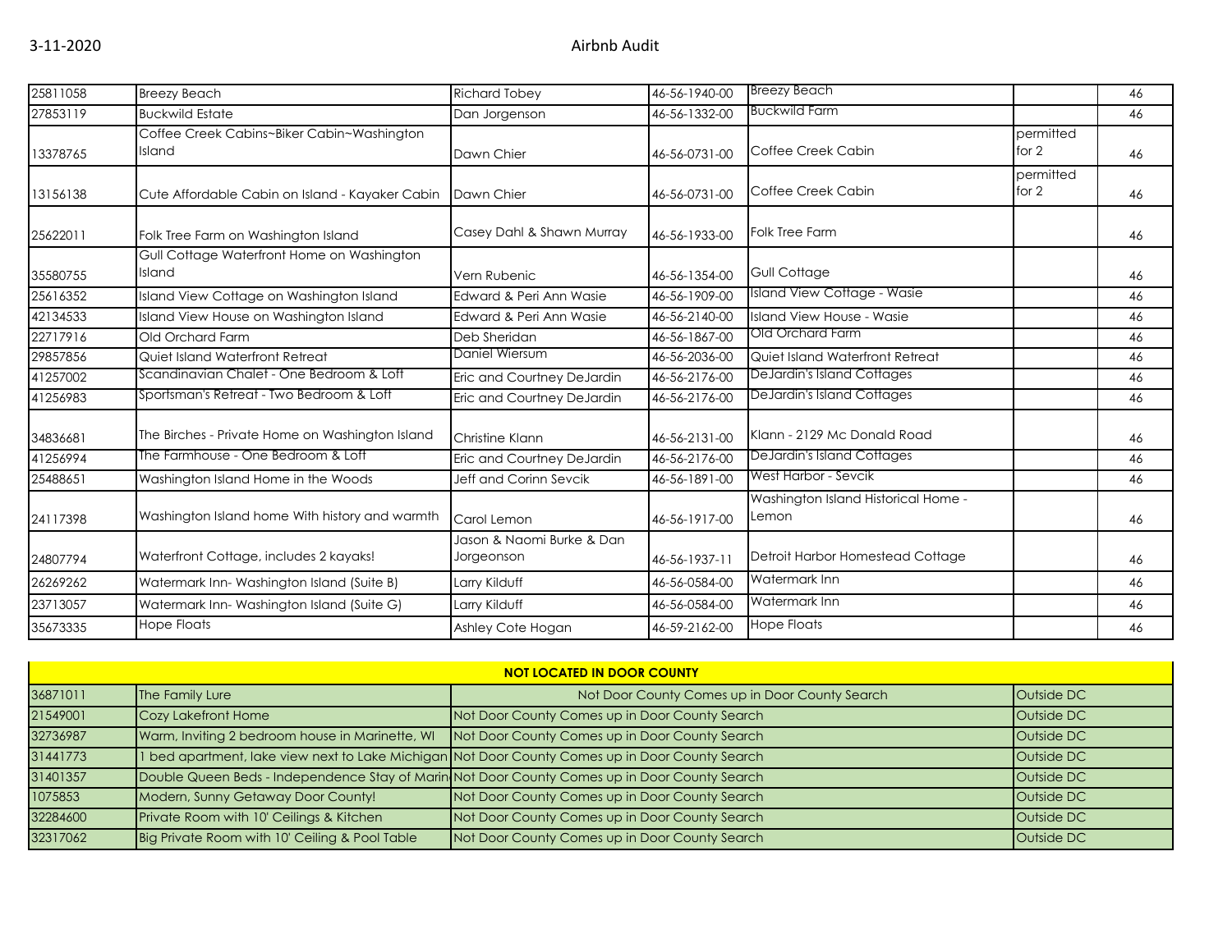| | | | | | | |
|---|---|---|---|---|---|---|
| 25811058 | Breezy Beach | Richard Tobey | 46-56-1940-00 | Breezy Beach | | 46 |
| 27853119 | Buckwild Estate | Dan Jorgenson | 46-56-1332-00 | Buckwild Farm | | 46 |
| 13378765 | Coffee Creek Cabins~Biker Cabin~Washington Island | Dawn Chier | 46-56-0731-00 | Coffee Creek Cabin | permitted for 2 | 46 |
| 13156138 | Cute Affordable Cabin on Island - Kayaker Cabin | Dawn Chier | 46-56-0731-00 | Coffee Creek Cabin | permitted for 2 | 46 |
| 25622011 | Folk Tree Farm on Washington Island | Casey Dahl & Shawn Murray | 46-56-1933-00 | Folk Tree Farm | | 46 |
| 35580755 | Gull Cottage Waterfront Home on Washington Island | Vern Rubenic | 46-56-1354-00 | Gull Cottage | | 46 |
| 25616352 | Island View Cottage on Washington Island | Edward & Peri Ann Wasie | 46-56-1909-00 | Island View Cottage - Wasie | | 46 |
| 42134533 | Island View House on Washington Island | Edward & Peri Ann Wasie | 46-56-2140-00 | Island View House - Wasie | | 46 |
| 22717916 | Old Orchard Farm | Deb Sheridan | 46-56-1867-00 | Old Orchard Farm | | 46 |
| 29857856 | Quiet Island Waterfront Retreat | Daniel Wiersum | 46-56-2036-00 | Quiet Island Waterfront Retreat | | 46 |
| 41257002 | Scandinavian Chalet - One Bedroom & Loft | Eric and Courtney DeJardin | 46-56-2176-00 | DeJardin's Island Cottages | | 46 |
| 41256983 | Sportsman's Retreat - Two Bedroom & Loft | Eric and Courtney DeJardin | 46-56-2176-00 | DeJardin's Island Cottages | | 46 |
| 34836681 | The Birches - Private Home on Washington Island | Christine Klann | 46-56-2131-00 | Klann - 2129 Mc Donald Road | | 46 |
| 41256994 | The Farmhouse - One Bedroom & Loft | Eric and Courtney DeJardin | 46-56-2176-00 | DeJardin's Island Cottages | | 46 |
| 25488651 | Washington Island Home in the Woods | Jeff and Corinn Sevcik | 46-56-1891-00 | West Harbor - Sevcik | | 46 |
| 24117398 | Washington Island home With history and warmth | Carol Lemon | 46-56-1917-00 | Washington Island Historical Home - Lemon | | 46 |
| 24807794 | Waterfront Cottage, includes 2 kayaks! | Jason & Naomi Burke & Dan Jorgeonson | 46-56-1937-11 | Detroit Harbor Homestead Cottage | | 46 |
| 26269262 | Watermark Inn- Washington Island (Suite B) | Larry Kilduff | 46-56-0584-00 | Watermark Inn | | 46 |
| 23713057 | Watermark Inn- Washington Island (Suite G) | Larry Kilduff | 46-56-0584-00 | Watermark Inn | | 46 |
| 35673335 | Hope Floats | Ashley Cote Hogan | 46-59-2162-00 | Hope Floats | | 46 |

| NOT LOCATED IN DOOR COUNTY | | | |
|---|---|---|---|
| 36871011 | The Family Lure | Not Door County Comes up in Door County Search | Outside DC |
| 21549001 | Cozy Lakefront Home | Not Door County Comes up in Door County Search | Outside DC |
| 32736987 | Warm, Inviting 2 bedroom house in Marinette, WI | Not Door County Comes up in Door County Search | Outside DC |
| 31441773 | 1 bed apartment, lake view next to Lake Michigan | Not Door County Comes up in Door County Search | Outside DC |
| 31401357 | Double Queen Beds - Independence Stay of Marin | Not Door County Comes up in Door County Search | Outside DC |
| 1075853 | Modern, Sunny Getaway Door County! | Not Door County Comes up in Door County Search | Outside DC |
| 32284600 | Private Room with 10' Ceilings & Kitchen | Not Door County Comes up in Door County Search | Outside DC |
| 32317062 | Big Private Room with 10' Ceiling & Pool Table | Not Door County Comes up in Door County Search | Outside DC |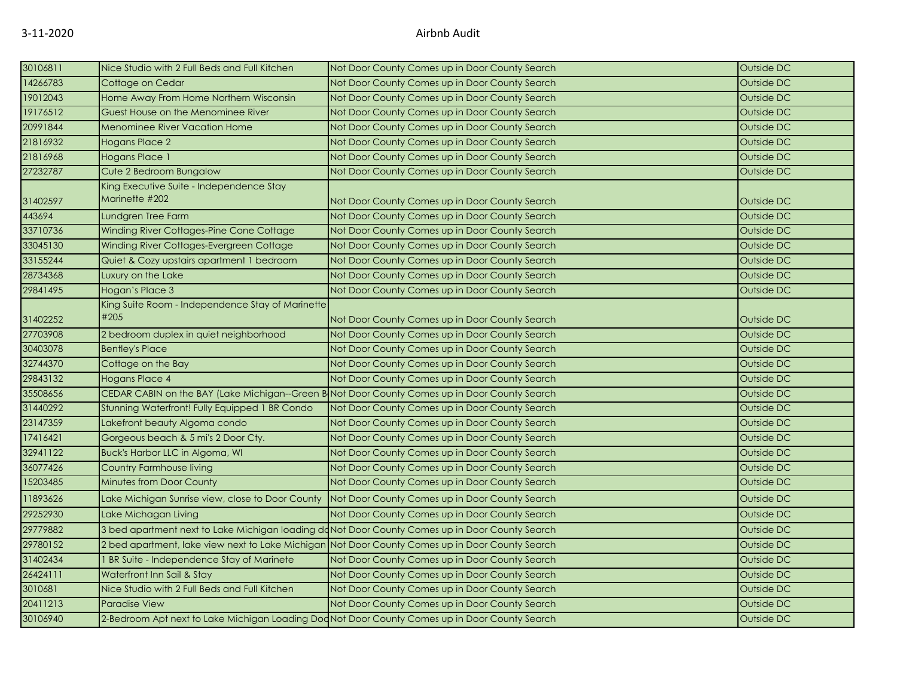| 30106811 | Nice Studio with 2 Full Beds and Full Kitchen | Not Door County Comes up in Door County Search | Outside DC |
|---|---|---|---|
| 14266783 | Cottage on Cedar | Not Door County Comes up in Door County Search | Outside DC |
| 19012043 | Home Away From Home Northern Wisconsin | Not Door County Comes up in Door County Search | Outside DC |
| 19176512 | Guest House on the Menominee River | Not Door County Comes up in Door County Search | Outside DC |
| 20991844 | Menominee River Vacation Home | Not Door County Comes up in Door County Search | Outside DC |
| 21816932 | Hogans Place 2 | Not Door County Comes up in Door County Search | Outside DC |
| 21816968 | Hogans Place 1 | Not Door County Comes up in Door County Search | Outside DC |
| 27232787 | Cute 2 Bedroom Bungalow | Not Door County Comes up in Door County Search | Outside DC |
| 31402597 | King Executive Suite - Independence Stay Marinette #202 | Not Door County Comes up in Door County Search | Outside DC |
| 443694 | Lundgren Tree Farm | Not Door County Comes up in Door County Search | Outside DC |
| 33710736 | Winding River Cottages-Pine Cone Cottage | Not Door County Comes up in Door County Search | Outside DC |
| 33045130 | Winding River Cottages-Evergreen Cottage | Not Door County Comes up in Door County Search | Outside DC |
| 33155244 | Quiet & Cozy upstairs apartment 1 bedroom | Not Door County Comes up in Door County Search | Outside DC |
| 28734368 | Luxury on the Lake | Not Door County Comes up in Door County Search | Outside DC |
| 29841495 | Hogan's Place 3 | Not Door County Comes up in Door County Search | Outside DC |
| 31402252 | King Suite Room - Independence Stay of Marinette #205 | Not Door County Comes up in Door County Search | Outside DC |
| 27703908 | 2 bedroom duplex in quiet neighborhood | Not Door County Comes up in Door County Search | Outside DC |
| 30403078 | Bentley's Place | Not Door County Comes up in Door County Search | Outside DC |
| 32744370 | Cottage on the Bay | Not Door County Comes up in Door County Search | Outside DC |
| 29843132 | Hogans Place 4 | Not Door County Comes up in Door County Search | Outside DC |
| 35508656 | CEDAR CABIN on the BAY (Lake Michigan--Green B | Not Door County Comes up in Door County Search | Outside DC |
| 31440292 | Stunning Waterfront! Fully Equipped 1 BR Condo | Not Door County Comes up in Door County Search | Outside DC |
| 23147359 | Lakefront beauty Algoma condo | Not Door County Comes up in Door County Search | Outside DC |
| 17416421 | Gorgeous beach & 5 mi's 2 Door Cty. | Not Door County Comes up in Door County Search | Outside DC |
| 32941122 | Buck's Harbor LLC in Algoma, WI | Not Door County Comes up in Door County Search | Outside DC |
| 36077426 | Country Farmhouse living | Not Door County Comes up in Door County Search | Outside DC |
| 15203485 | Minutes from Door County | Not Door County Comes up in Door County Search | Outside DC |
| 11893626 | Lake Michigan Sunrise view, close to Door County | Not Door County Comes up in Door County Search | Outside DC |
| 29252930 | Lake Michagan Living | Not Door County Comes up in Door County Search | Outside DC |
| 29779882 | 3 bed apartment next to Lake Michigan loading do | Not Door County Comes up in Door County Search | Outside DC |
| 29780152 | 2 bed apartment, lake view next to Lake Michigan | Not Door County Comes up in Door County Search | Outside DC |
| 31402434 | 1 BR Suite - Independence Stay of Marinete | Not Door County Comes up in Door County Search | Outside DC |
| 26424111 | Waterfront Inn Sail & Stay | Not Door County Comes up in Door County Search | Outside DC |
| 3010681 | Nice Studio with 2 Full Beds and Full Kitchen | Not Door County Comes up in Door County Search | Outside DC |
| 20411213 | Paradise View | Not Door County Comes up in Door County Search | Outside DC |
| 30106940 | 2-Bedroom Apt next to Lake Michigan Loading Doc | Not Door County Comes up in Door County Search | Outside DC |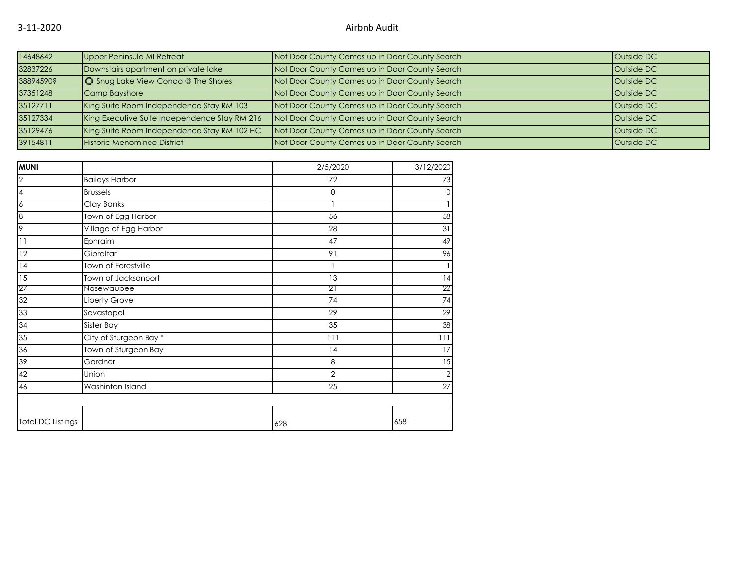3-11-2020

# Airbnb Audit

| | | | |
|---|---|---|---|
| 14648642 | Upper Peninsula MI Retreat | Not Door County Comes up in Door County Search | Outside DC |
| 32837226 | Downstairs apartment on private lake | Not Door County Comes up in Door County Search | Outside DC |
| 38894590? | ۞ Snug Lake View Condo @ The Shores | Not Door County Comes up in Door County Search | Outside DC |
| 37351248 | Camp Bayshore | Not Door County Comes up in Door County Search | Outside DC |
| 35127711 | King Suite Room Independence Stay RM 103 | Not Door County Comes up in Door County Search | Outside DC |
| 35127334 | King Executive Suite Independence Stay RM 216 | Not Door County Comes up in Door County Search | Outside DC |
| 35129476 | King Suite Room Independence Stay RM 102 HC | Not Door County Comes up in Door County Search | Outside DC |
| 39154811 | Historic Menominee District | Not Door County Comes up in Door County Search | Outside DC |

| MUNI | | 2/5/2020 | 3/12/2020 |
|---|---|---|---|
| 2 | Baileys Harbor | 72 | 73 |
| 4 | Brussels | 0 | 0 |
| 6 | Clay Banks | 1 | 1 |
| 8 | Town of Egg Harbor | 56 | 58 |
| 9 | Village of Egg Harbor | 28 | 31 |
| 11 | Ephraim | 47 | 49 |
| 12 | Gibraltar | 91 | 96 |
| 14 | Town of Forestville | 1 | 1 |
| 15 | Town of Jacksonport | 13 | 14 |
| 27 | Nasewaupee | 21 | 22 |
| 32 | Liberty Grove | 74 | 74 |
| 33 | Sevastopol | 29 | 29 |
| 34 | Sister Bay | 35 | 38 |
| 35 | City of Sturgeon Bay * | 111 | 111 |
| 36 | Town of Sturgeon Bay | 14 | 17 |
| 39 | Gardner | 8 | 15 |
| 42 | Union | 2 | 2 |
| 46 | Washinton Island | 25 | 27 |
| | | | |
| Total DC Listings | | 628 | 658 |